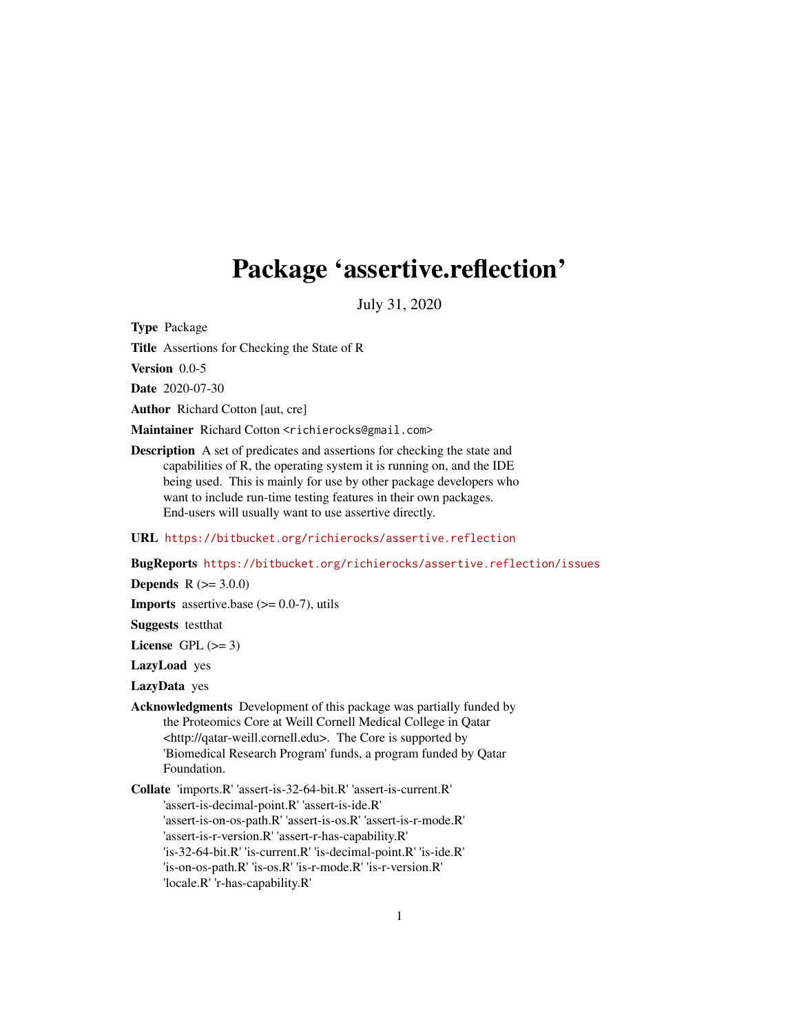# Package 'assertive.reflection'

July 31, 2020

**Type** Package

**Title** Assertions for Checking the State of R

**Version** 0.0-5

**Date** 2020-07-30

**Author** Richard Cotton [aut, cre]

**Maintainer** Richard Cotton <richierocks@gmail.com>

**Description** A set of predicates and assertions for checking the state and capabilities of R, the operating system it is running on, and the IDE being used. This is mainly for use by other package developers who want to include run-time testing features in their own packages. End-users will usually want to use assertive directly.

**URL** https://bitbucket.org/richierocks/assertive.reflection

**BugReports** https://bitbucket.org/richierocks/assertive.reflection/issues

**Depends** R (>= 3.0.0)

**Imports** assertive.base (>= 0.0-7), utils

**Suggests** testthat

**License** GPL (>= 3)

**LazyLoad** yes

**LazyData** yes

**Acknowledgments** Development of this package was partially funded by the Proteomics Core at Weill Cornell Medical College in Qatar <http://qatar-weill.cornell.edu>. The Core is supported by 'Biomedical Research Program' funds, a program funded by Qatar Foundation.

**Collate** 'imports.R' 'assert-is-32-64-bit.R' 'assert-is-current.R' 'assert-is-decimal-point.R' 'assert-is-ide.R' 'assert-is-on-os-path.R' 'assert-is-os.R' 'assert-is-r-mode.R' 'assert-is-r-version.R' 'assert-r-has-capability.R' 'is-32-64-bit.R' 'is-current.R' 'is-decimal-point.R' 'is-ide.R' 'is-on-os-path.R' 'is-os.R' 'is-r-mode.R' 'is-r-version.R' 'locale.R' 'r-has-capability.R'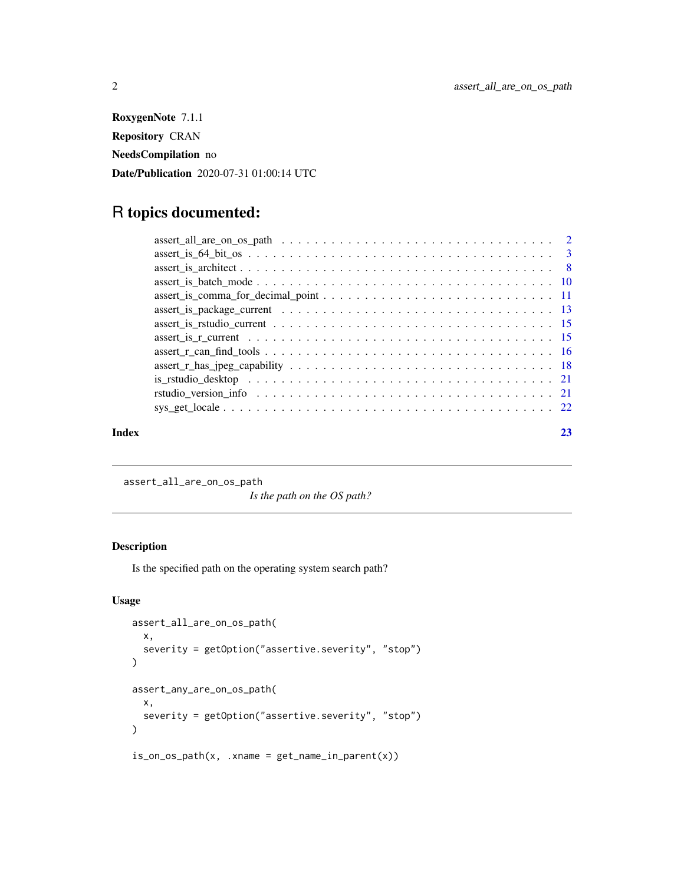**RoxygenNote** 7.1.1

**Repository** CRAN

**NeedsCompilation** no

**Date/Publication** 2020-07-31 01:00:14 UTC

# R topics documented:

| | |
|---|---|
| assert_all_are_on_os_path | 2 |
| assert_is_64_bit_os | 3 |
| assert_is_architect | 8 |
| assert_is_batch_mode | 10 |
| assert_is_comma_for_decimal_point | 11 |
| assert_is_package_current | 13 |
| assert_is_rstudio_current | 15 |
| assert_is_r_current | 15 |
| assert_r_can_find_tools | 16 |
| assert_r_has_jpeg_capability | 18 |
| is_rstudio_desktop | 21 |
| rstudio_version_info | 21 |
| sys_get_locale | 22 |

**Index** 23

---

`assert_all_are_on_os_path` *Is the path on the OS path?*

---

## Description

Is the specified path on the operating system search path?

## Usage

```
assert_all_are_on_os_path(
  x,
  severity = getOption("assertive.severity", "stop")
)

assert_any_are_on_os_path(
  x,
  severity = getOption("assertive.severity", "stop")
)

is_on_os_path(x, .xname = get_name_in_parent(x))
```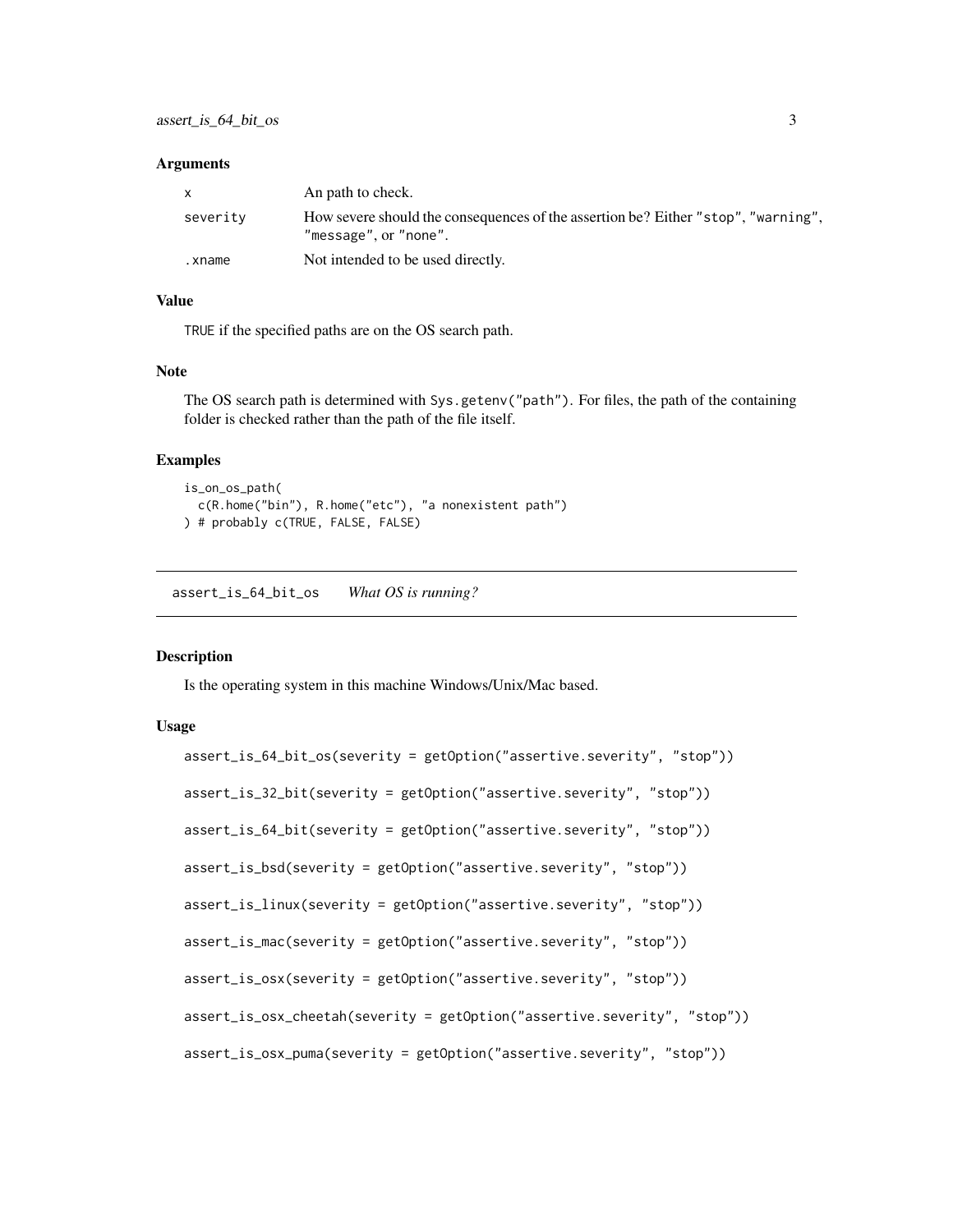### Arguments

| | |
|---|---|
| `x` | An path to check. |
| `severity` | How severe should the consequences of the assertion be? Either "stop", "warning", "message", or "none". |
| `.xname` | Not intended to be used directly. |

### Value

TRUE if the specified paths are on the OS search path.

### Note

The OS search path is determined with `Sys.getenv("path")`. For files, the path of the containing folder is checked rather than the path of the file itself.

### Examples

```
is_on_os_path(
  c(R.home("bin"), R.home("etc"), "a nonexistent path")
) # probably c(TRUE, FALSE, FALSE)
```

---

## assert_is_64_bit_os *What OS is running?*

---

### Description

Is the operating system in this machine Windows/Unix/Mac based.

### Usage

```
assert_is_64_bit_os(severity = getOption("assertive.severity", "stop"))

assert_is_32_bit(severity = getOption("assertive.severity", "stop"))

assert_is_64_bit(severity = getOption("assertive.severity", "stop"))

assert_is_bsd(severity = getOption("assertive.severity", "stop"))

assert_is_linux(severity = getOption("assertive.severity", "stop"))

assert_is_mac(severity = getOption("assertive.severity", "stop"))

assert_is_osx(severity = getOption("assertive.severity", "stop"))

assert_is_osx_cheetah(severity = getOption("assertive.severity", "stop"))

assert_is_osx_puma(severity = getOption("assertive.severity", "stop"))
```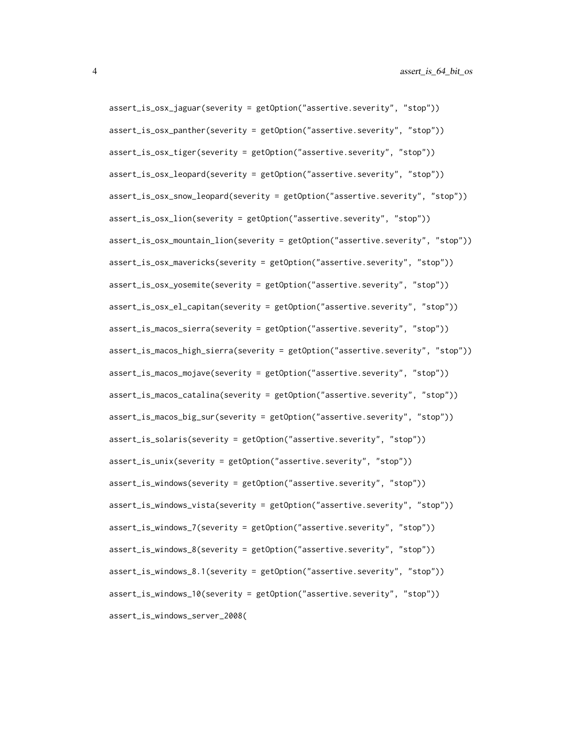```
assert_is_osx_jaguar(severity = getOption("assertive.severity", "stop"))

assert_is_osx_panther(severity = getOption("assertive.severity", "stop"))

assert_is_osx_tiger(severity = getOption("assertive.severity", "stop"))

assert_is_osx_leopard(severity = getOption("assertive.severity", "stop"))

assert_is_osx_snow_leopard(severity = getOption("assertive.severity", "stop"))

assert_is_osx_lion(severity = getOption("assertive.severity", "stop"))

assert_is_osx_mountain_lion(severity = getOption("assertive.severity", "stop"))

assert_is_osx_mavericks(severity = getOption("assertive.severity", "stop"))

assert_is_osx_yosemite(severity = getOption("assertive.severity", "stop"))

assert_is_osx_el_capitan(severity = getOption("assertive.severity", "stop"))

assert_is_macos_sierra(severity = getOption("assertive.severity", "stop"))

assert_is_macos_high_sierra(severity = getOption("assertive.severity", "stop"))

assert_is_macos_mojave(severity = getOption("assertive.severity", "stop"))

assert_is_macos_catalina(severity = getOption("assertive.severity", "stop"))

assert_is_macos_big_sur(severity = getOption("assertive.severity", "stop"))

assert_is_solaris(severity = getOption("assertive.severity", "stop"))

assert_is_unix(severity = getOption("assertive.severity", "stop"))

assert_is_windows(severity = getOption("assertive.severity", "stop"))

assert_is_windows_vista(severity = getOption("assertive.severity", "stop"))

assert_is_windows_7(severity = getOption("assertive.severity", "stop"))

assert_is_windows_8(severity = getOption("assertive.severity", "stop"))

assert_is_windows_8.1(severity = getOption("assertive.severity", "stop"))

assert_is_windows_10(severity = getOption("assertive.severity", "stop"))

assert_is_windows_server_2008(
```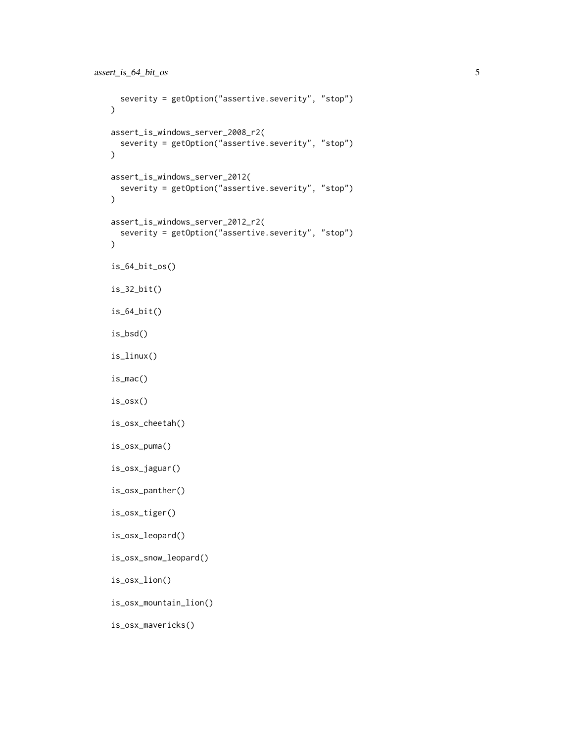```
  severity = getOption("assertive.severity", "stop")
)

assert_is_windows_server_2008_r2(
  severity = getOption("assertive.severity", "stop")
)

assert_is_windows_server_2012(
  severity = getOption("assertive.severity", "stop")
)

assert_is_windows_server_2012_r2(
  severity = getOption("assertive.severity", "stop")
)

is_64_bit_os()

is_32_bit()

is_64_bit()

is_bsd()

is_linux()

is_mac()

is_osx()

is_osx_cheetah()

is_osx_puma()

is_osx_jaguar()

is_osx_panther()

is_osx_tiger()

is_osx_leopard()

is_osx_snow_leopard()

is_osx_lion()

is_osx_mountain_lion()

is_osx_mavericks()
```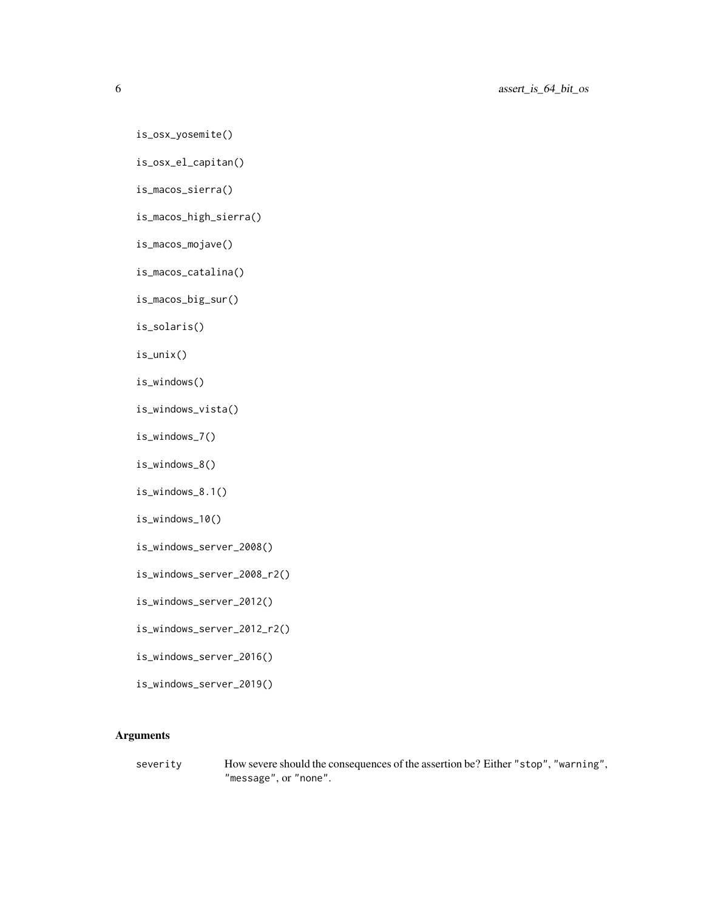```
is_osx_yosemite()

is_osx_el_capitan()

is_macos_sierra()

is_macos_high_sierra()

is_macos_mojave()

is_macos_catalina()

is_macos_big_sur()

is_solaris()

is_unix()

is_windows()

is_windows_vista()

is_windows_7()

is_windows_8()

is_windows_8.1()

is_windows_10()

is_windows_server_2008()

is_windows_server_2008_r2()

is_windows_server_2012()

is_windows_server_2012_r2()

is_windows_server_2016()

is_windows_server_2019()
```

## Arguments

| | |
|---|---|
| severity | How severe should the consequences of the assertion be? Either "stop", "warning", "message", or "none". |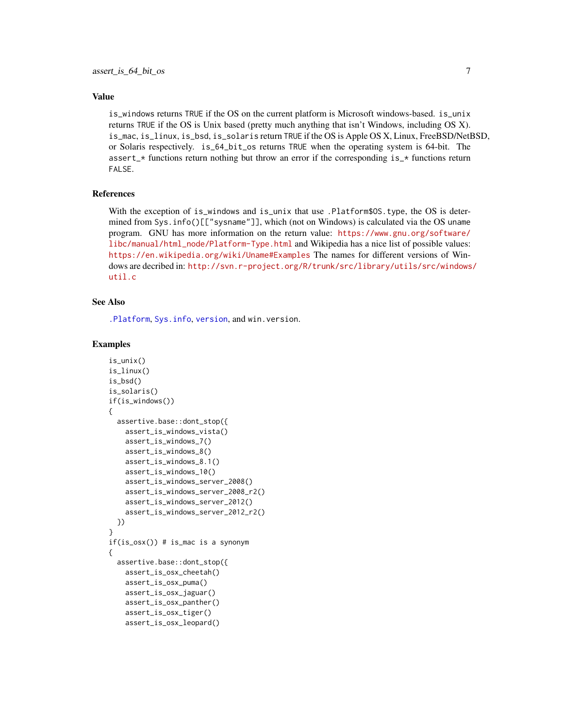### Value

`is_windows` returns `TRUE` if the OS on the current platform is Microsoft windows-based. `is_unix` returns `TRUE` if the OS is Unix based (pretty much anything that isn't Windows, including OS X). `is_mac`, `is_linux`, `is_bsd`, `is_solaris` return `TRUE` if the OS is Apple OS X, Linux, FreeBSD/NetBSD, or Solaris respectively. `is_64_bit_os` returns `TRUE` when the operating system is 64-bit. The `assert_*` functions return nothing but throw an error if the corresponding `is_*` functions return `FALSE`.

### References

With the exception of `is_windows` and `is_unix` that use `.Platform$OS.type`, the OS is determined from `Sys.info()[["sysname"]]`, which (not on Windows) is calculated via the OS `uname` program. GNU has more information on the return value: https://www.gnu.org/software/libc/manual/html_node/Platform-Type.html and Wikipedia has a nice list of possible values: https://en.wikipedia.org/wiki/Uname#Examples The names for different versions of Windows are decribed in: http://svn.r-project.org/R/trunk/src/library/utils/src/windows/util.c

### See Also

`.Platform`, `Sys.info`, `version`, and `win.version`.

### Examples

```
is_unix()
is_linux()
is_bsd()
is_solaris()
if(is_windows())
{
  assertive.base::dont_stop({
    assert_is_windows_vista()
    assert_is_windows_7()
    assert_is_windows_8()
    assert_is_windows_8.1()
    assert_is_windows_10()
    assert_is_windows_server_2008()
    assert_is_windows_server_2008_r2()
    assert_is_windows_server_2012()
    assert_is_windows_server_2012_r2()
  })
}
if(is_osx()) # is_mac is a synonym
{
  assertive.base::dont_stop({
    assert_is_osx_cheetah()
    assert_is_osx_puma()
    assert_is_osx_jaguar()
    assert_is_osx_panther()
    assert_is_osx_tiger()
    assert_is_osx_leopard()
```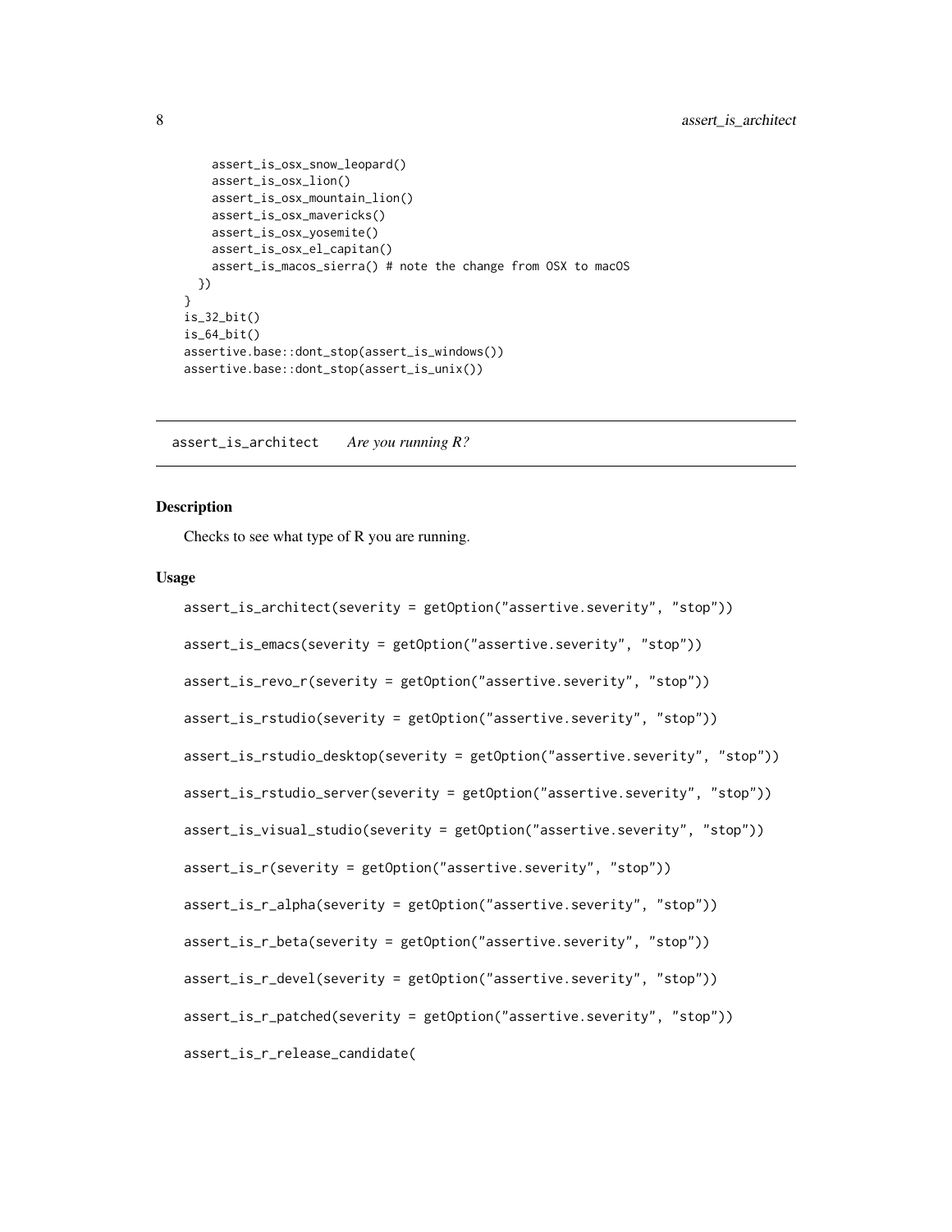```
    assert_is_osx_snow_leopard()
    assert_is_osx_lion()
    assert_is_osx_mountain_lion()
    assert_is_osx_mavericks()
    assert_is_osx_yosemite()
    assert_is_osx_el_capitan()
    assert_is_macos_sierra() # note the change from OSX to macOS
  })
}
is_32_bit()
is_64_bit()
assertive.base::dont_stop(assert_is_windows())
assertive.base::dont_stop(assert_is_unix())
```

---

## assert_is_architect *Are you running R?*

---

### Description

Checks to see what type of R you are running.

### Usage

```
assert_is_architect(severity = getOption("assertive.severity", "stop"))

assert_is_emacs(severity = getOption("assertive.severity", "stop"))

assert_is_revo_r(severity = getOption("assertive.severity", "stop"))

assert_is_rstudio(severity = getOption("assertive.severity", "stop"))

assert_is_rstudio_desktop(severity = getOption("assertive.severity", "stop"))

assert_is_rstudio_server(severity = getOption("assertive.severity", "stop"))

assert_is_visual_studio(severity = getOption("assertive.severity", "stop"))

assert_is_r(severity = getOption("assertive.severity", "stop"))

assert_is_r_alpha(severity = getOption("assertive.severity", "stop"))

assert_is_r_beta(severity = getOption("assertive.severity", "stop"))

assert_is_r_devel(severity = getOption("assertive.severity", "stop"))

assert_is_r_patched(severity = getOption("assertive.severity", "stop"))

assert_is_r_release_candidate(
```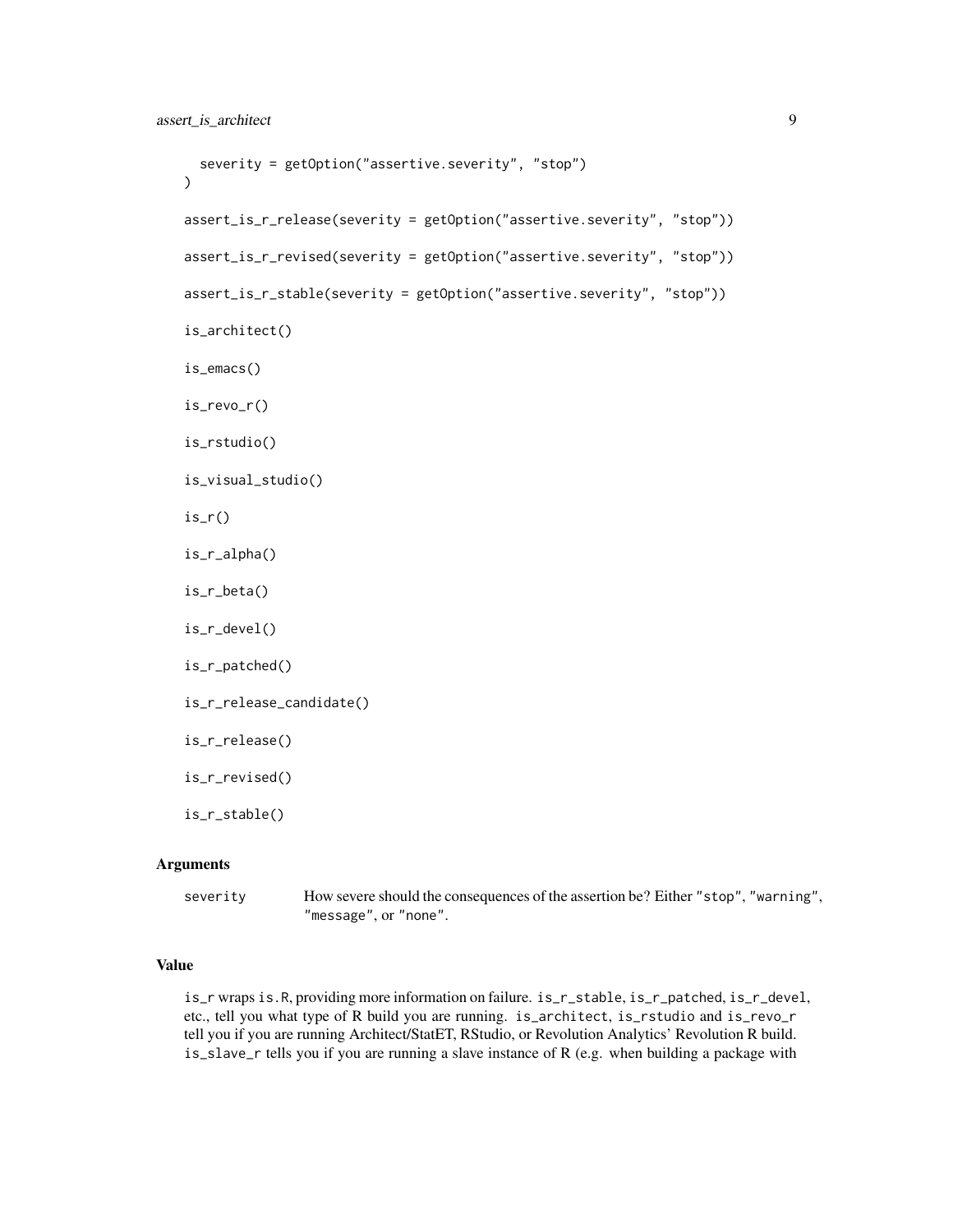```
  severity = getOption("assertive.severity", "stop")
)

assert_is_r_release(severity = getOption("assertive.severity", "stop"))

assert_is_r_revised(severity = getOption("assertive.severity", "stop"))

assert_is_r_stable(severity = getOption("assertive.severity", "stop"))

is_architect()

is_emacs()

is_revo_r()

is_rstudio()

is_visual_studio()

is_r()

is_r_alpha()

is_r_beta()

is_r_devel()

is_r_patched()

is_r_release_candidate()

is_r_release()

is_r_revised()

is_r_stable()
```

### Arguments

| | |
|---|---|
| severity | How severe should the consequences of the assertion be? Either "stop", "warning", "message", or "none". |

### Value

`is_r` wraps `is.R`, providing more information on failure. `is_r_stable`, `is_r_patched`, `is_r_devel`, etc., tell you what type of R build you are running. `is_architect`, `is_rstudio` and `is_revo_r` tell you if you are running Architect/StatET, RStudio, or Revolution Analytics' Revolution R build. `is_slave_r` tells you if you are running a slave instance of R (e.g. when building a package with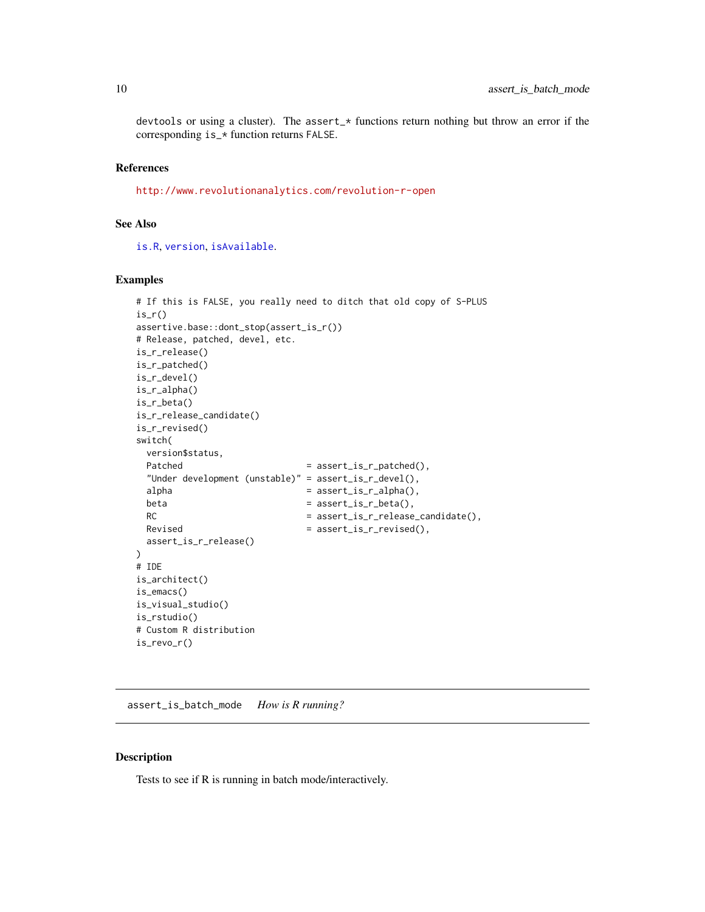devtools or using a cluster). The assert_* functions return nothing but throw an error if the corresponding is_* function returns FALSE.

### References

http://www.revolutionanalytics.com/revolution-r-open

### See Also

is.R, version, isAvailable.

### Examples

```
# If this is FALSE, you really need to ditch that old copy of S-PLUS
is_r()
assertive.base::dont_stop(assert_is_r())
# Release, patched, devel, etc.
is_r_release()
is_r_patched()
is_r_devel()
is_r_alpha()
is_r_beta()
is_r_release_candidate()
is_r_revised()
switch(
  version$status,
  Patched                        = assert_is_r_patched(),
  "Under development (unstable)" = assert_is_r_devel(),
  alpha                          = assert_is_r_alpha(),
  beta                           = assert_is_r_beta(),
  RC                             = assert_is_r_release_candidate(),
  Revised                        = assert_is_r_revised(),
  assert_is_r_release()
)
# IDE
is_architect()
is_emacs()
is_visual_studio()
is_rstudio()
# Custom R distribution
is_revo_r()
```

---

## assert_is_batch_mode *How is R running?*

### Description

Tests to see if R is running in batch mode/interactively.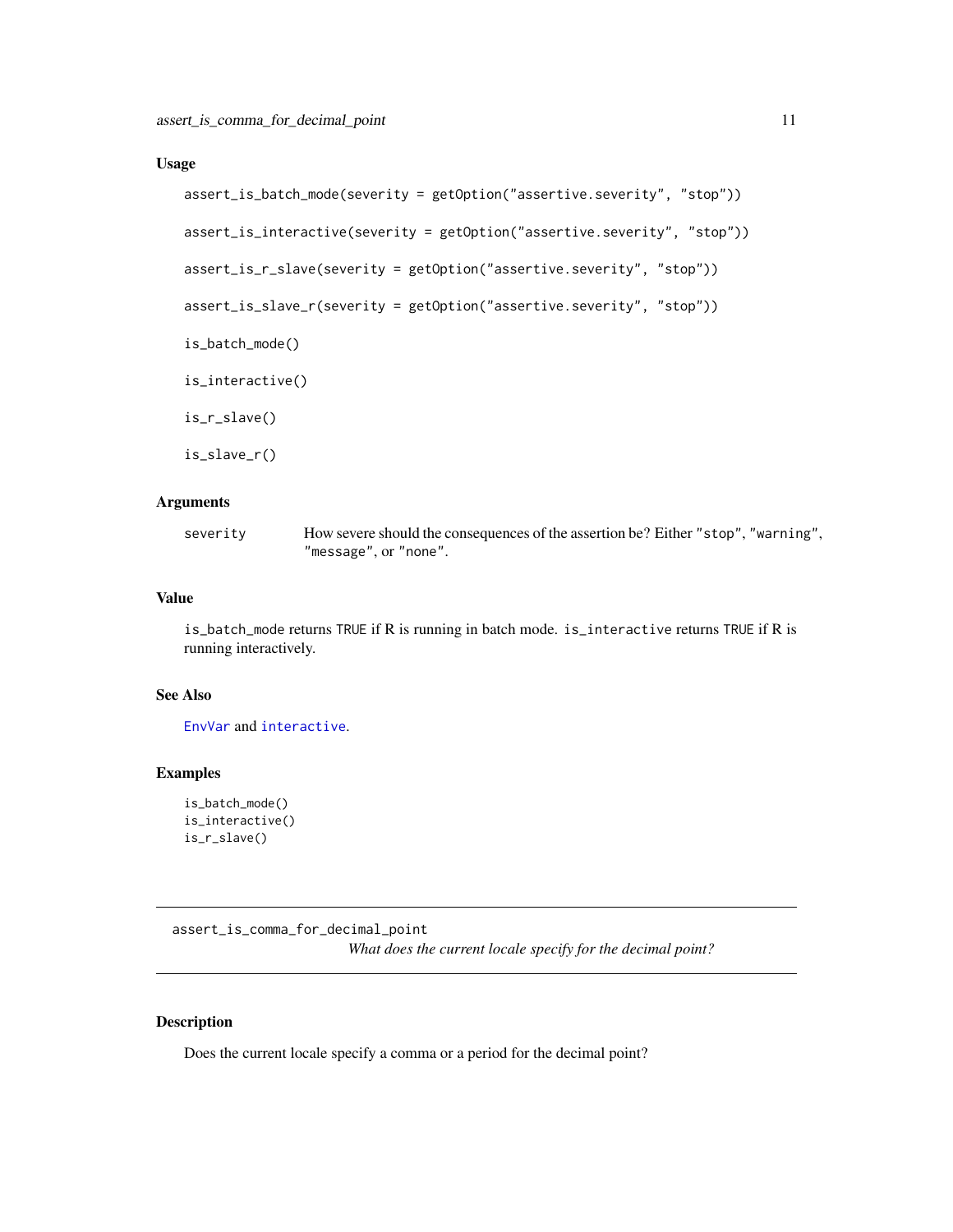### Usage

```
assert_is_batch_mode(severity = getOption("assertive.severity", "stop"))

assert_is_interactive(severity = getOption("assertive.severity", "stop"))

assert_is_r_slave(severity = getOption("assertive.severity", "stop"))

assert_is_slave_r(severity = getOption("assertive.severity", "stop"))

is_batch_mode()

is_interactive()

is_r_slave()

is_slave_r()
```

### Arguments

| | |
|---|---|
| severity | How severe should the consequences of the assertion be? Either "stop", "warning", "message", or "none". |

### Value

is_batch_mode returns TRUE if R is running in batch mode. is_interactive returns TRUE if R is running interactively.

### See Also

EnvVar and interactive.

### Examples

```
is_batch_mode()
is_interactive()
is_r_slave()
```

---

## assert_is_comma_for_decimal_point

*What does the current locale specify for the decimal point?*

---

### Description

Does the current locale specify a comma or a period for the decimal point?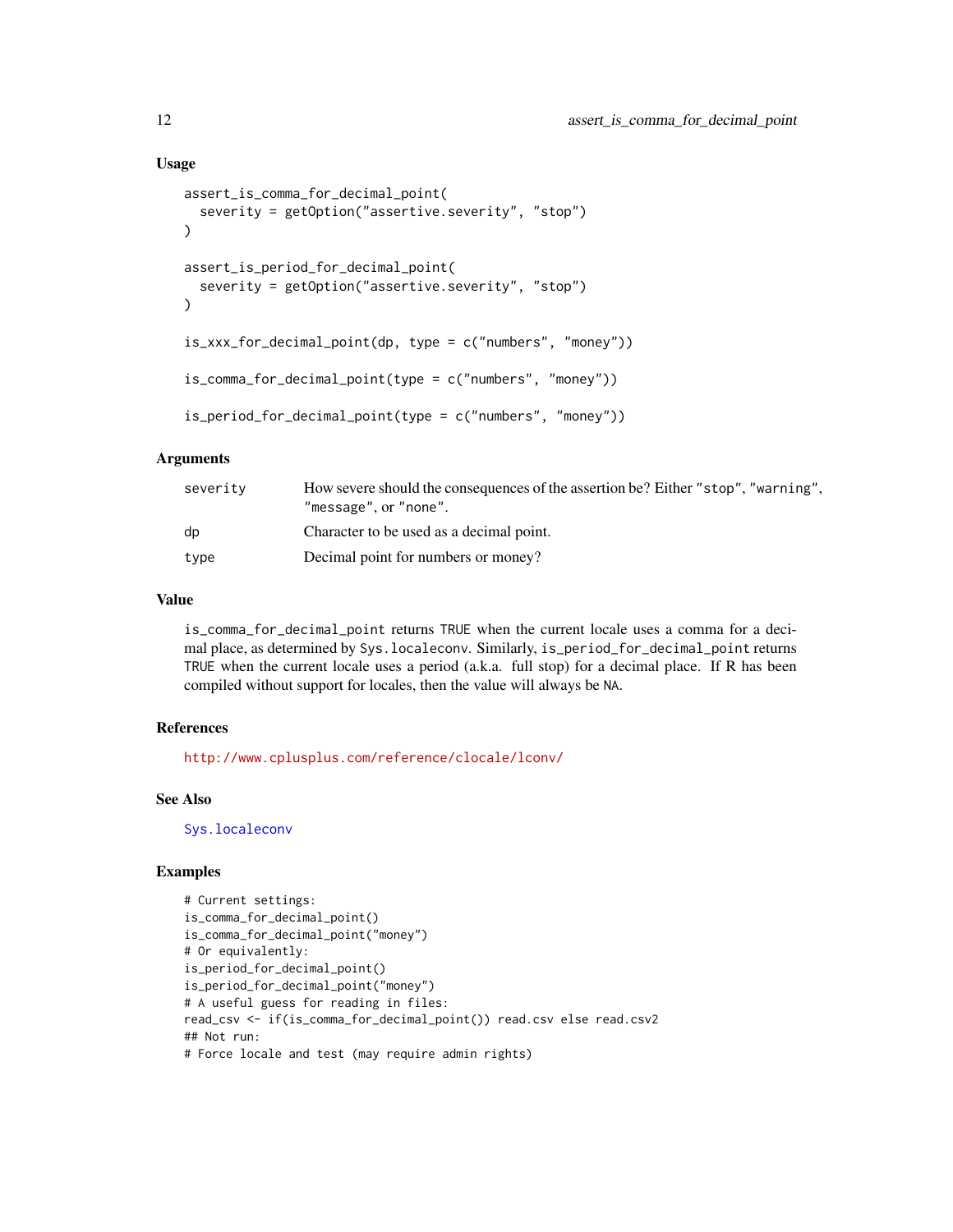### Usage

```
assert_is_comma_for_decimal_point(
  severity = getOption("assertive.severity", "stop")
)

assert_is_period_for_decimal_point(
  severity = getOption("assertive.severity", "stop")
)

is_xxx_for_decimal_point(dp, type = c("numbers", "money"))

is_comma_for_decimal_point(type = c("numbers", "money"))

is_period_for_decimal_point(type = c("numbers", "money"))
```

### Arguments

| | |
|---|---|
| severity | How severe should the consequences of the assertion be? Either "stop", "warning", "message", or "none". |
| dp | Character to be used as a decimal point. |
| type | Decimal point for numbers or money? |

### Value

is_comma_for_decimal_point returns TRUE when the current locale uses a comma for a decimal place, as determined by Sys.localeconv. Similarly, is_period_for_decimal_point returns TRUE when the current locale uses a period (a.k.a. full stop) for a decimal place. If R has been compiled without support for locales, then the value will always be NA.

### References

http://www.cplusplus.com/reference/clocale/lconv/

### See Also

Sys.localeconv

### Examples

```
# Current settings:
is_comma_for_decimal_point()
is_comma_for_decimal_point("money")
# Or equivalently:
is_period_for_decimal_point()
is_period_for_decimal_point("money")
# A useful guess for reading in files:
read_csv <- if(is_comma_for_decimal_point()) read.csv else read.csv2
## Not run:
# Force locale and test (may require admin rights)
```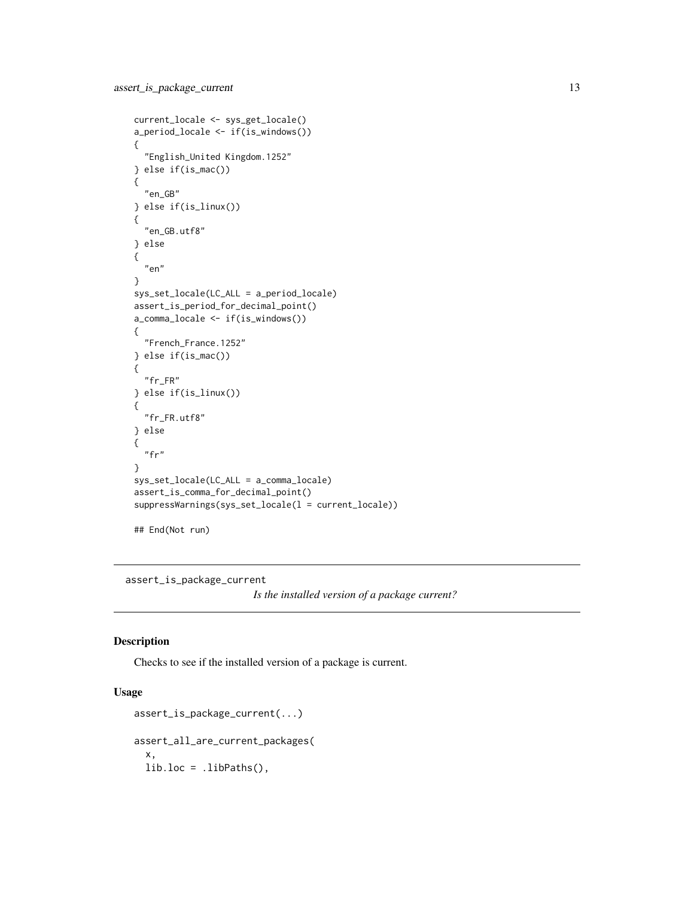```
current_locale <- sys_get_locale()
a_period_locale <- if(is_windows())
{
  "English_United Kingdom.1252"
} else if(is_mac())
{
  "en_GB"
} else if(is_linux())
{
  "en_GB.utf8"
} else
{
  "en"
}
sys_set_locale(LC_ALL = a_period_locale)
assert_is_period_for_decimal_point()
a_comma_locale <- if(is_windows())
{
  "French_France.1252"
} else if(is_mac())
{
  "fr_FR"
} else if(is_linux())
{
  "fr_FR.utf8"
} else
{
  "fr"
}
sys_set_locale(LC_ALL = a_comma_locale)
assert_is_comma_for_decimal_point()
suppressWarnings(sys_set_locale(l = current_locale))

## End(Not run)
```

---

assert_is_package_current    *Is the installed version of a package current?*

---

## Description

Checks to see if the installed version of a package is current.

## Usage

```
assert_is_package_current(...)

assert_all_are_current_packages(
  x,
  lib.loc = .libPaths(),
```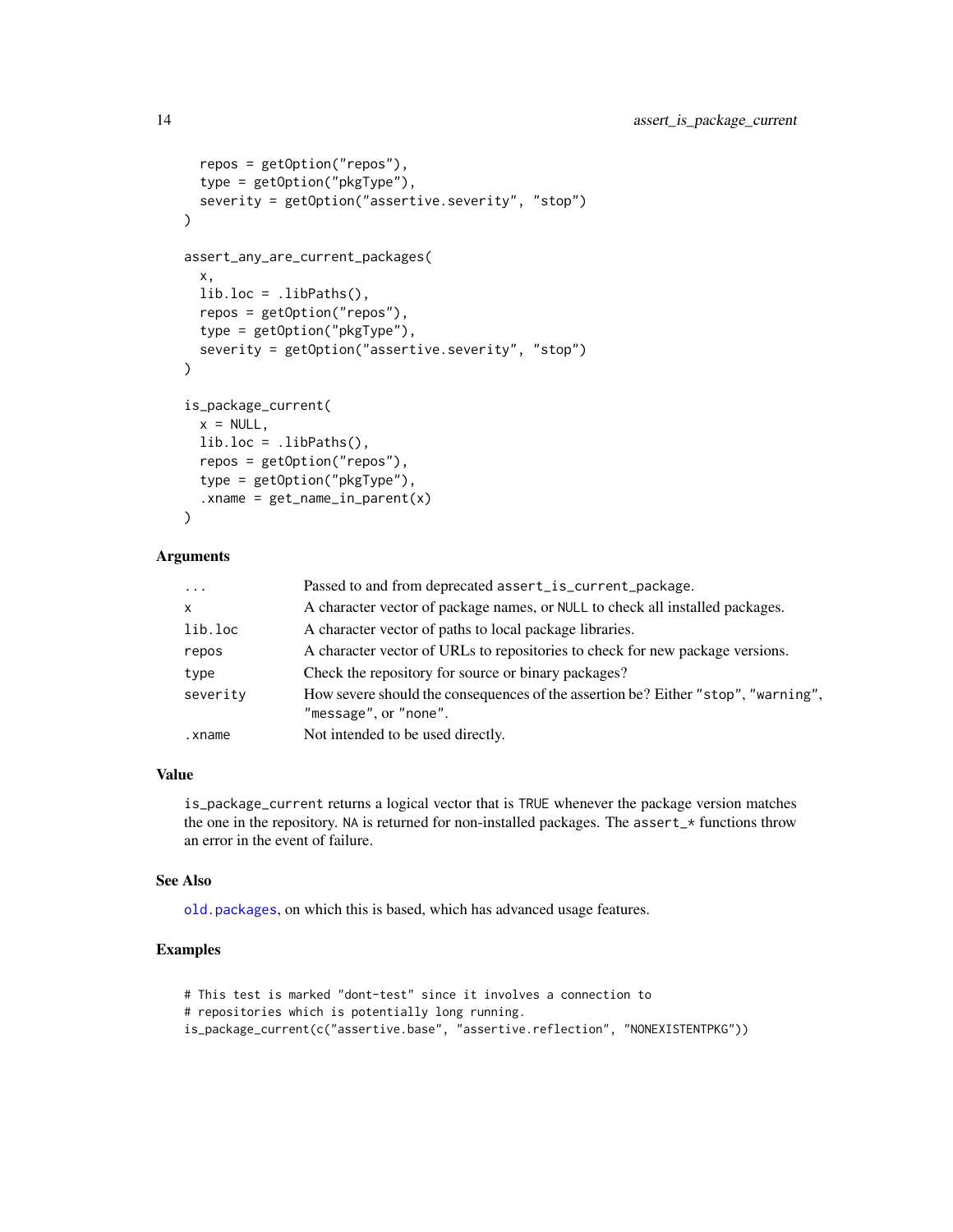```
  repos = getOption("repos"),
  type = getOption("pkgType"),
  severity = getOption("assertive.severity", "stop")
)

assert_any_are_current_packages(
  x,
  lib.loc = .libPaths(),
  repos = getOption("repos"),
  type = getOption("pkgType"),
  severity = getOption("assertive.severity", "stop")
)

is_package_current(
  x = NULL,
  lib.loc = .libPaths(),
  repos = getOption("repos"),
  type = getOption("pkgType"),
  .xname = get_name_in_parent(x)
)
```

### Arguments

| | |
|---|---|
| `...` | Passed to and from deprecated `assert_is_current_package`. |
| `x` | A character vector of package names, or `NULL` to check all installed packages. |
| `lib.loc` | A character vector of paths to local package libraries. |
| `repos` | A character vector of URLs to repositories to check for new package versions. |
| `type` | Check the repository for source or binary packages? |
| `severity` | How severe should the consequences of the assertion be? Either `"stop"`, `"warning"`, `"message"`, or `"none"`. |
| `.xname` | Not intended to be used directly. |

### Value

`is_package_current` returns a logical vector that is `TRUE` whenever the package version matches the one in the repository. `NA` is returned for non-installed packages. The `assert_*` functions throw an error in the event of failure.

### See Also

`old.packages`, on which this is based, which has advanced usage features.

### Examples

```
# This test is marked "dont-test" since it involves a connection to
# repositories which is potentially long running.
is_package_current(c("assertive.base", "assertive.reflection", "NONEXISTENTPKG"))
```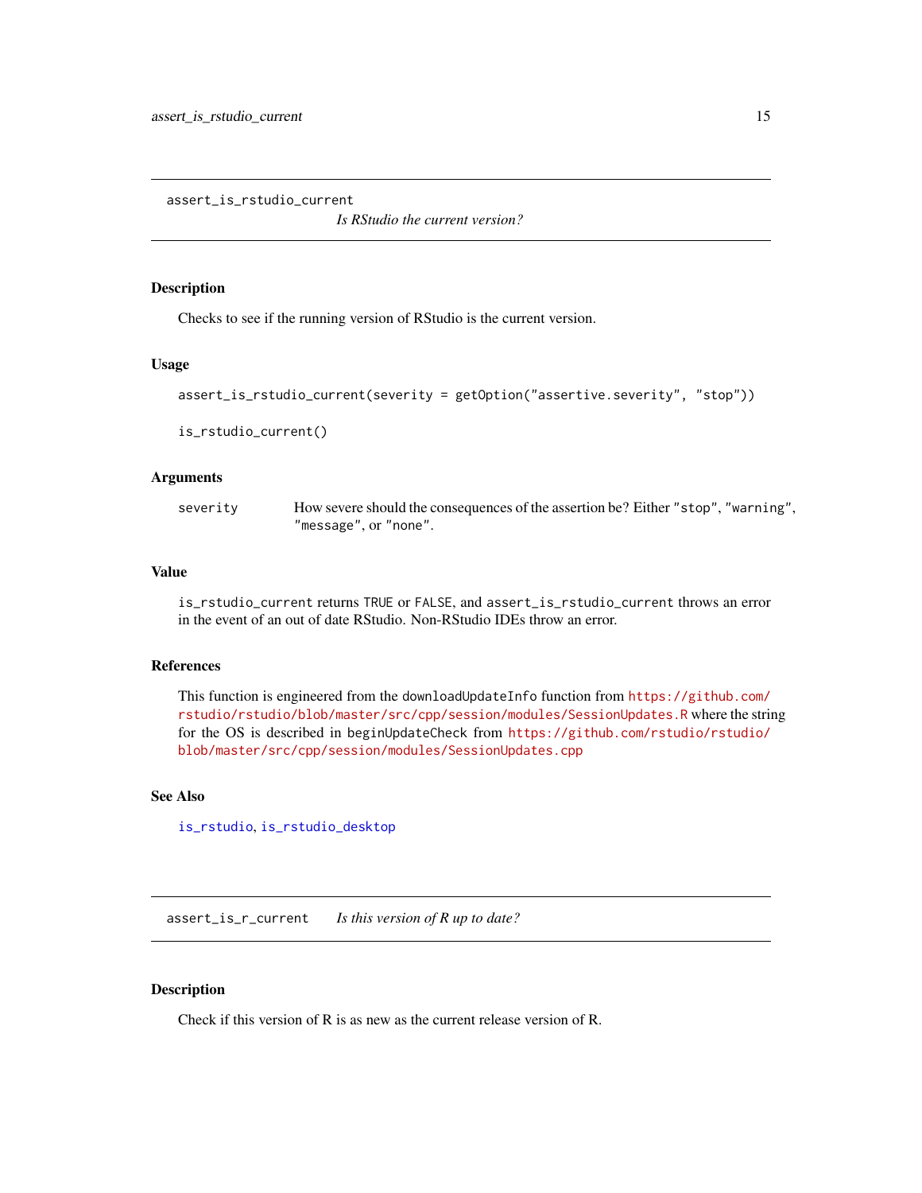## assert_is_rstudio_current

*Is RStudio the current version?*

### Description

Checks to see if the running version of RStudio is the current version.

### Usage

```
assert_is_rstudio_current(severity = getOption("assertive.severity", "stop"))

is_rstudio_current()
```

### Arguments

| | |
|---|---|
| severity | How severe should the consequences of the assertion be? Either "stop", "warning", "message", or "none". |

### Value

is_rstudio_current returns TRUE or FALSE, and assert_is_rstudio_current throws an error in the event of an out of date RStudio. Non-RStudio IDEs throw an error.

### References

This function is engineered from the downloadUpdateInfo function from https://github.com/rstudio/rstudio/blob/master/src/cpp/session/modules/SessionUpdates.R where the string for the OS is described in beginUpdateCheck from https://github.com/rstudio/rstudio/blob/master/src/cpp/session/modules/SessionUpdates.cpp

### See Also

is_rstudio, is_rstudio_desktop

## assert_is_r_current

*Is this version of R up to date?*

### Description

Check if this version of R is as new as the current release version of R.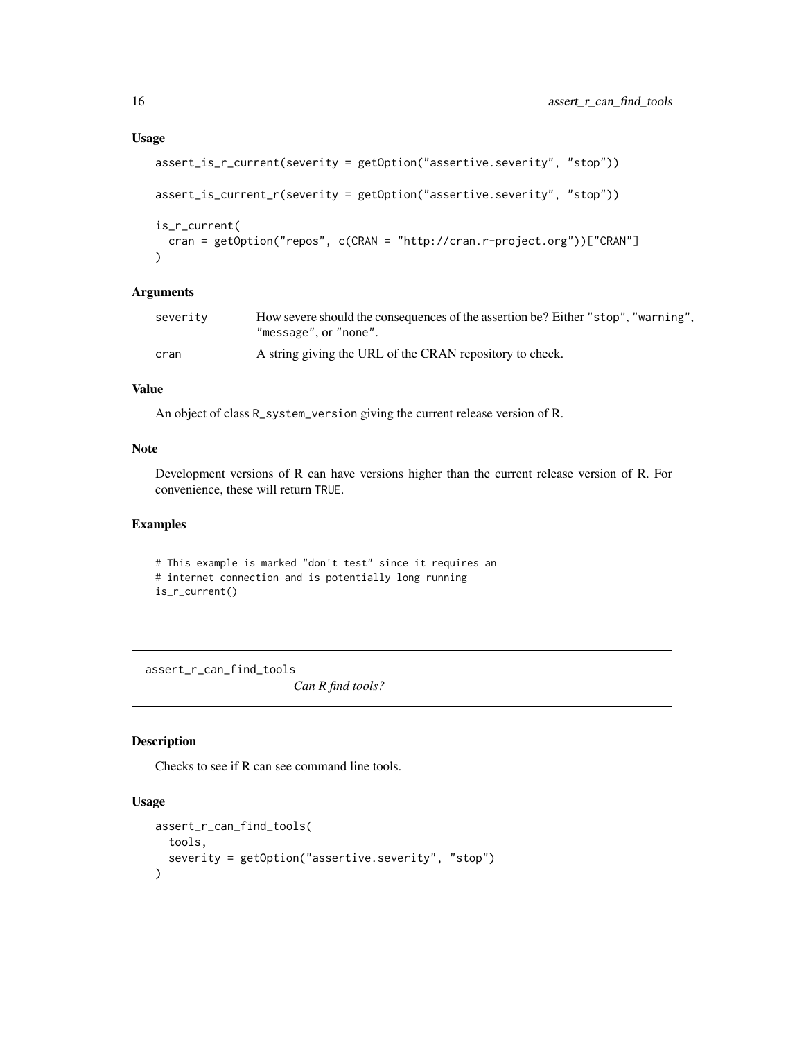### Usage

```
assert_is_r_current(severity = getOption("assertive.severity", "stop"))

assert_is_current_r(severity = getOption("assertive.severity", "stop"))

is_r_current(
  cran = getOption("repos", c(CRAN = "http://cran.r-project.org"))["CRAN"]
)
```

### Arguments

| | |
|---|---|
| severity | How severe should the consequences of the assertion be? Either "stop", "warning", "message", or "none". |
| cran | A string giving the URL of the CRAN repository to check. |

### Value

An object of class `R_system_version` giving the current release version of R.

### Note

Development versions of R can have versions higher than the current release version of R. For convenience, these will return `TRUE`.

### Examples

```
# This example is marked "don't test" since it requires an
# internet connection and is potentially long running
is_r_current()
```

## assert_r_can_find_tools

*Can R find tools?*

### Description

Checks to see if R can see command line tools.

### Usage

```
assert_r_can_find_tools(
  tools,
  severity = getOption("assertive.severity", "stop")
)
```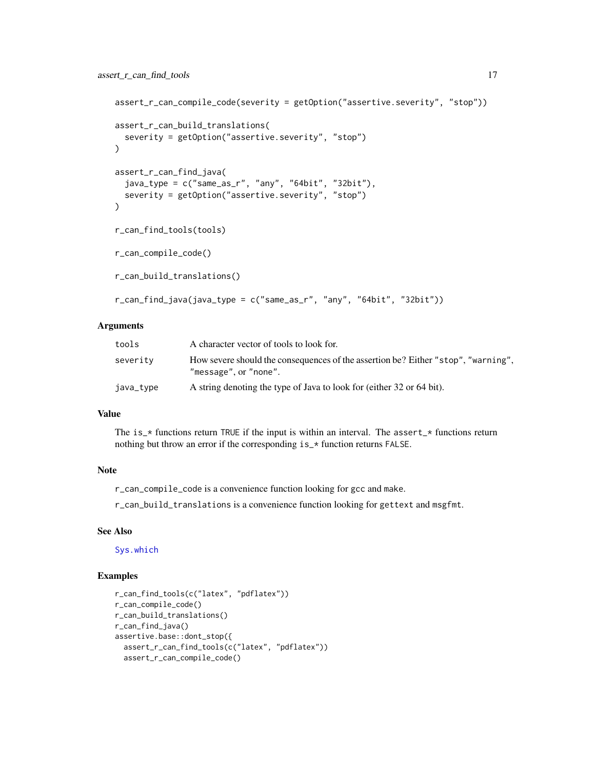```
assert_r_can_compile_code(severity = getOption("assertive.severity", "stop"))

assert_r_can_build_translations(
  severity = getOption("assertive.severity", "stop")
)

assert_r_can_find_java(
  java_type = c("same_as_r", "any", "64bit", "32bit"),
  severity = getOption("assertive.severity", "stop")
)

r_can_find_tools(tools)

r_can_compile_code()

r_can_build_translations()

r_can_find_java(java_type = c("same_as_r", "any", "64bit", "32bit"))
```

## Arguments

| | |
|---|---|
| tools | A character vector of tools to look for. |
| severity | How severe should the consequences of the assertion be? Either "stop", "warning", "message", or "none". |
| java_type | A string denoting the type of Java to look for (either 32 or 64 bit). |

## Value

The is_* functions return TRUE if the input is within an interval. The assert_* functions return nothing but throw an error if the corresponding is_* function returns FALSE.

## Note

r_can_compile_code is a convenience function looking for gcc and make.

r_can_build_translations is a convenience function looking for gettext and msgfmt.

## See Also

Sys.which

## Examples

```
r_can_find_tools(c("latex", "pdflatex"))
r_can_compile_code()
r_can_build_translations()
r_can_find_java()
assertive.base::dont_stop({
  assert_r_can_find_tools(c("latex", "pdflatex"))
  assert_r_can_compile_code()
```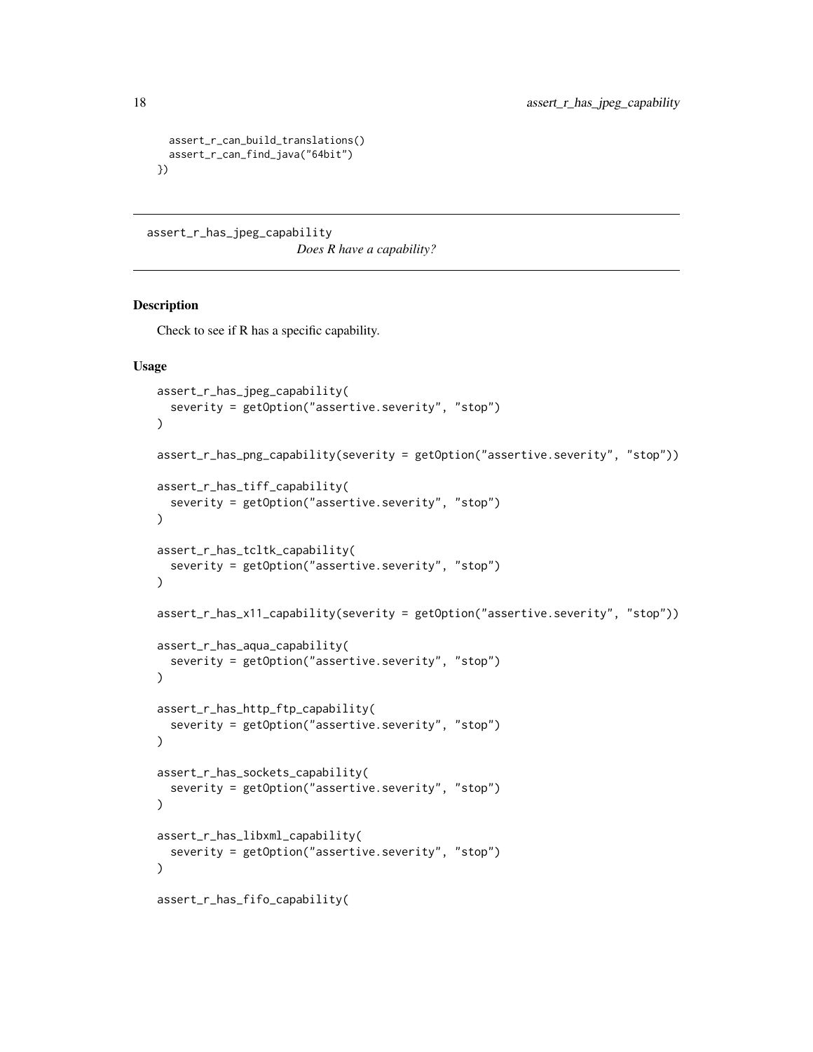```
  assert_r_can_build_translations()
  assert_r_can_find_java("64bit")
})
```

## assert_r_has_jpeg_capability *Does R have a capability?*

### Description

Check to see if R has a specific capability.

### Usage

```
assert_r_has_jpeg_capability(
  severity = getOption("assertive.severity", "stop")
)

assert_r_has_png_capability(severity = getOption("assertive.severity", "stop"))

assert_r_has_tiff_capability(
  severity = getOption("assertive.severity", "stop")
)

assert_r_has_tcltk_capability(
  severity = getOption("assertive.severity", "stop")
)

assert_r_has_x11_capability(severity = getOption("assertive.severity", "stop"))

assert_r_has_aqua_capability(
  severity = getOption("assertive.severity", "stop")
)

assert_r_has_http_ftp_capability(
  severity = getOption("assertive.severity", "stop")
)

assert_r_has_sockets_capability(
  severity = getOption("assertive.severity", "stop")
)

assert_r_has_libxml_capability(
  severity = getOption("assertive.severity", "stop")
)

assert_r_has_fifo_capability(
```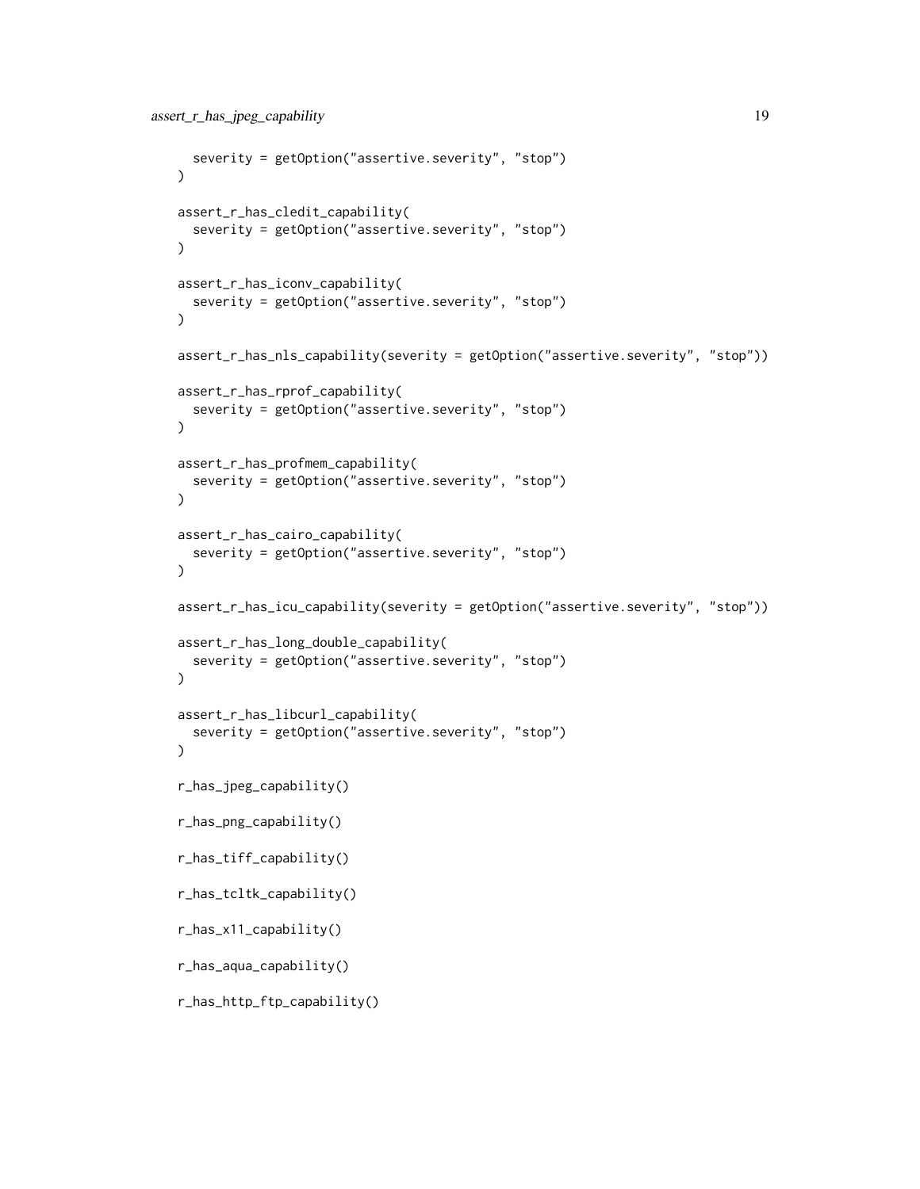```
  severity = getOption("assertive.severity", "stop")
)

assert_r_has_cledit_capability(
  severity = getOption("assertive.severity", "stop")
)

assert_r_has_iconv_capability(
  severity = getOption("assertive.severity", "stop")
)

assert_r_has_nls_capability(severity = getOption("assertive.severity", "stop"))

assert_r_has_rprof_capability(
  severity = getOption("assertive.severity", "stop")
)

assert_r_has_profmem_capability(
  severity = getOption("assertive.severity", "stop")
)

assert_r_has_cairo_capability(
  severity = getOption("assertive.severity", "stop")
)

assert_r_has_icu_capability(severity = getOption("assertive.severity", "stop"))

assert_r_has_long_double_capability(
  severity = getOption("assertive.severity", "stop")
)

assert_r_has_libcurl_capability(
  severity = getOption("assertive.severity", "stop")
)

r_has_jpeg_capability()

r_has_png_capability()

r_has_tiff_capability()

r_has_tcltk_capability()

r_has_x11_capability()

r_has_aqua_capability()

r_has_http_ftp_capability()
```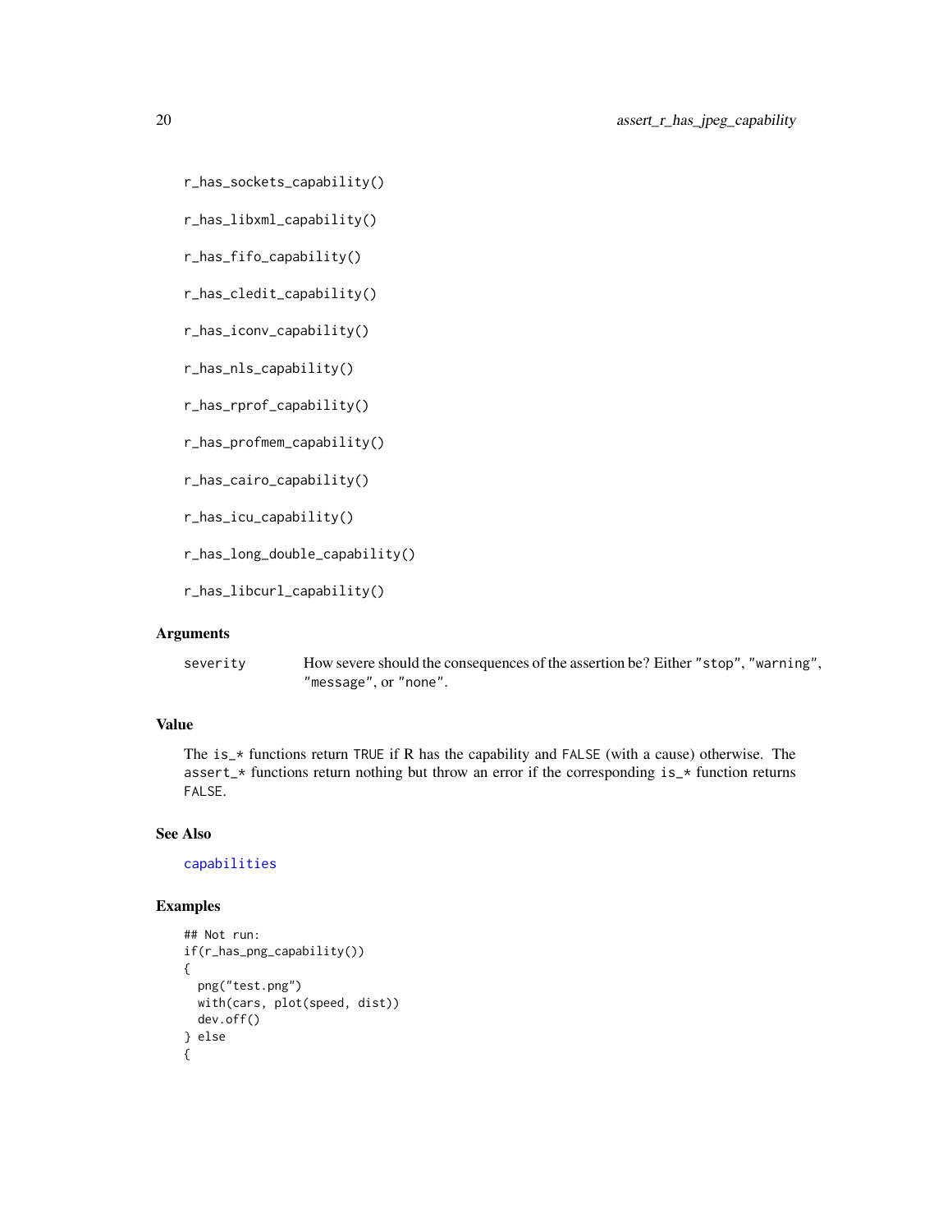```
r_has_sockets_capability()

r_has_libxml_capability()

r_has_fifo_capability()

r_has_cledit_capability()

r_has_iconv_capability()

r_has_nls_capability()

r_has_rprof_capability()

r_has_profmem_capability()

r_has_cairo_capability()

r_has_icu_capability()

r_has_long_double_capability()

r_has_libcurl_capability()
```

## Arguments

**severity** How severe should the consequences of the assertion be? Either "stop", "warning", "message", or "none".

## Value

The is_* functions return TRUE if R has the capability and FALSE (with a cause) otherwise. The assert_* functions return nothing but throw an error if the corresponding is_* function returns FALSE.

## See Also

capabilities

## Examples

```
## Not run:
if(r_has_png_capability())
{
  png("test.png")
  with(cars, plot(speed, dist))
  dev.off()
} else
{
```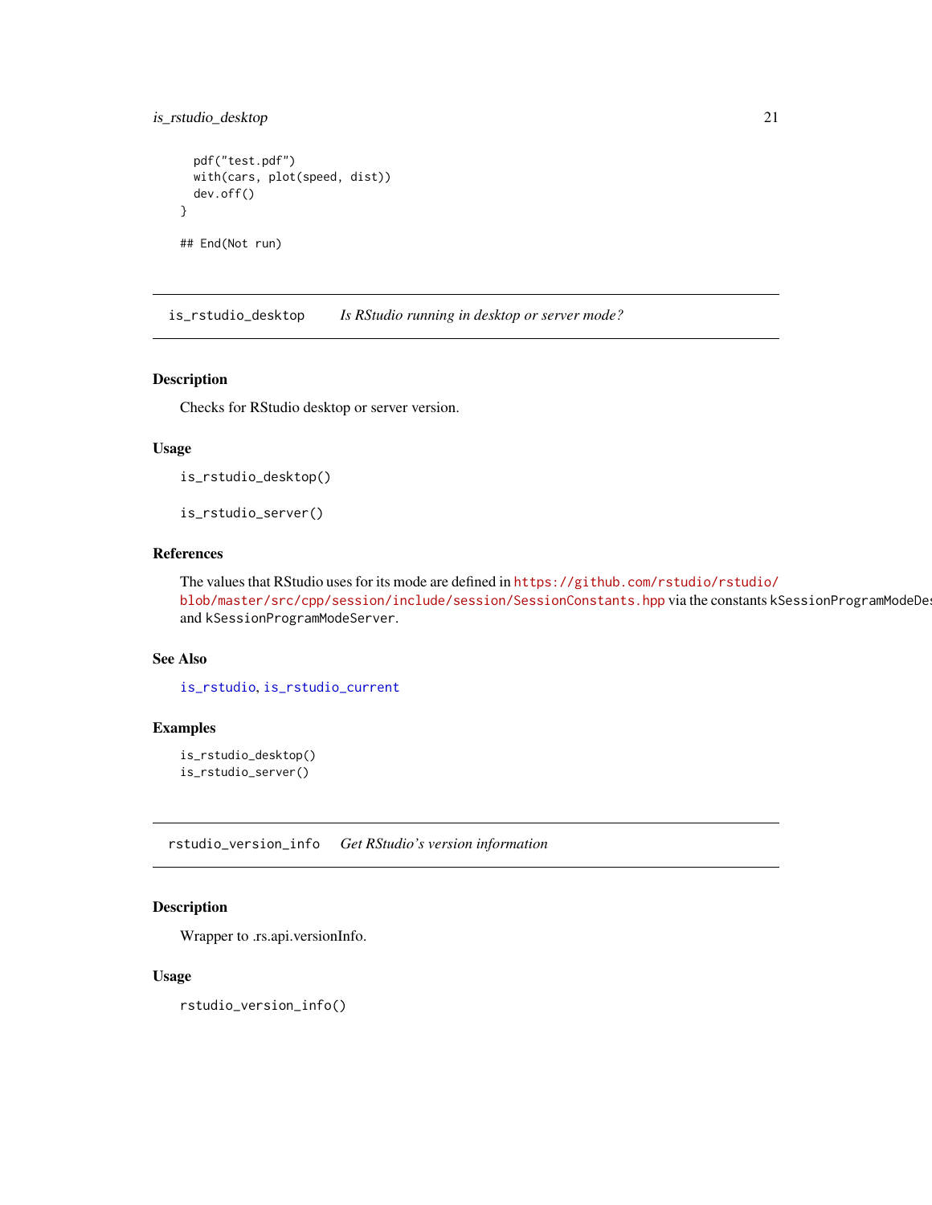```
  pdf("test.pdf")
  with(cars, plot(speed, dist))
  dev.off()
}

## End(Not run)
```

---

## is_rstudio_desktop — *Is RStudio running in desktop or server mode?*

### Description

Checks for RStudio desktop or server version.

### Usage

```
is_rstudio_desktop()

is_rstudio_server()
```

### References

The values that RStudio uses for its mode are defined in https://github.com/rstudio/rstudio/blob/master/src/cpp/session/include/session/SessionConstants.hpp via the constants `kSessionProgramModeDes` and `kSessionProgramModeServer`.

### See Also

`is_rstudio`, `is_rstudio_current`

### Examples

```
is_rstudio_desktop()
is_rstudio_server()
```

---

## rstudio_version_info — *Get RStudio's version information*

### Description

Wrapper to .rs.api.versionInfo.

### Usage

```
rstudio_version_info()
```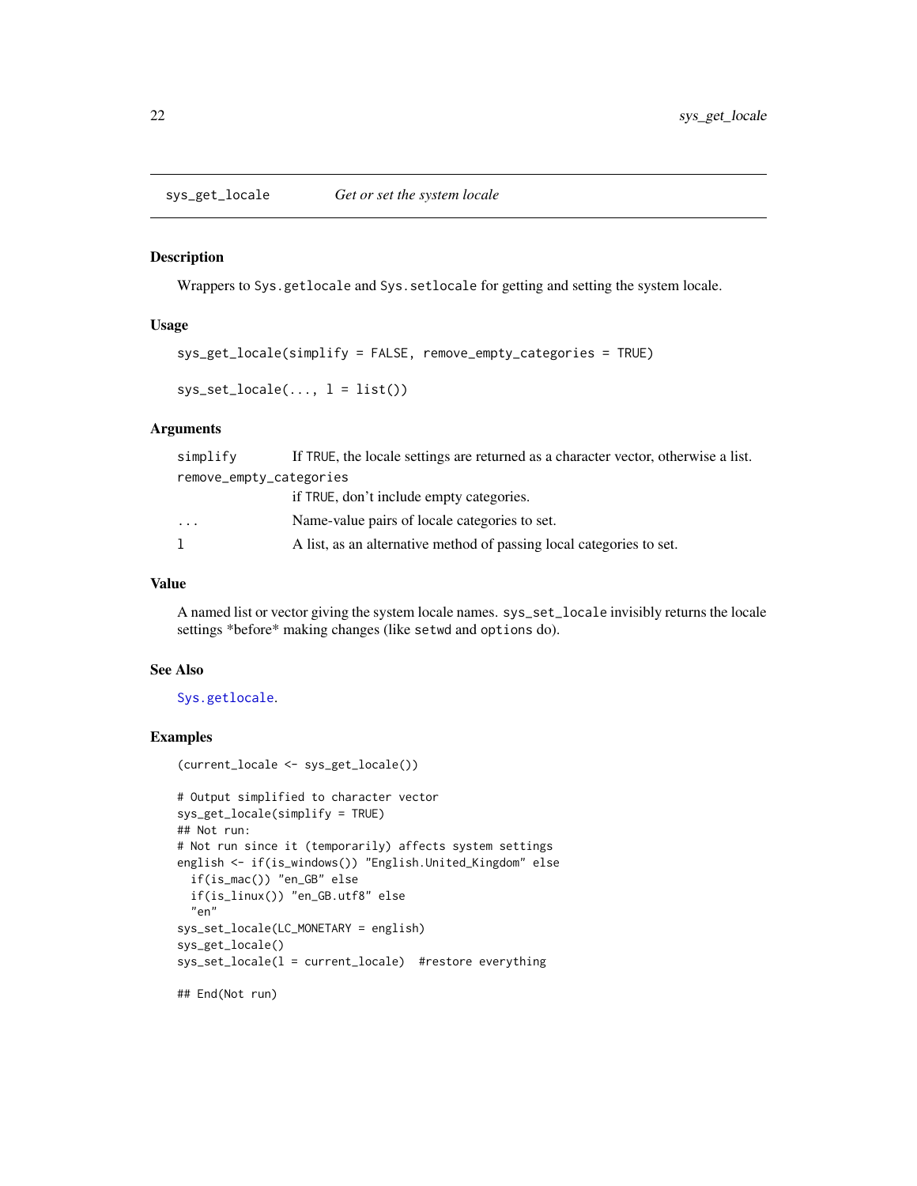## sys_get_locale — *Get or set the system locale*

### Description

Wrappers to `Sys.getlocale` and `Sys.setlocale` for getting and setting the system locale.

### Usage

```
sys_get_locale(simplify = FALSE, remove_empty_categories = TRUE)

sys_set_locale(..., l = list())
```

### Arguments

| | |
|---|---|
| `simplify` | If `TRUE`, the locale settings are returned as a character vector, otherwise a list. |
| `remove_empty_categories` | if `TRUE`, don't include empty categories. |
| `...` | Name-value pairs of locale categories to set. |
| `l` | A list, as an alternative method of passing local categories to set. |

### Value

A named list or vector giving the system locale names. `sys_set_locale` invisibly returns the locale settings *before* making changes (like `setwd` and `options` do).

### See Also

`Sys.getlocale`.

### Examples

```
(current_locale <- sys_get_locale())

# Output simplified to character vector
sys_get_locale(simplify = TRUE)
## Not run:
# Not run since it (temporarily) affects system settings
english <- if(is_windows()) "English.United_Kingdom" else
  if(is_mac()) "en_GB" else
  if(is_linux()) "en_GB.utf8" else
  "en"
sys_set_locale(LC_MONETARY = english)
sys_get_locale()
sys_set_locale(l = current_locale)  #restore everything

## End(Not run)
```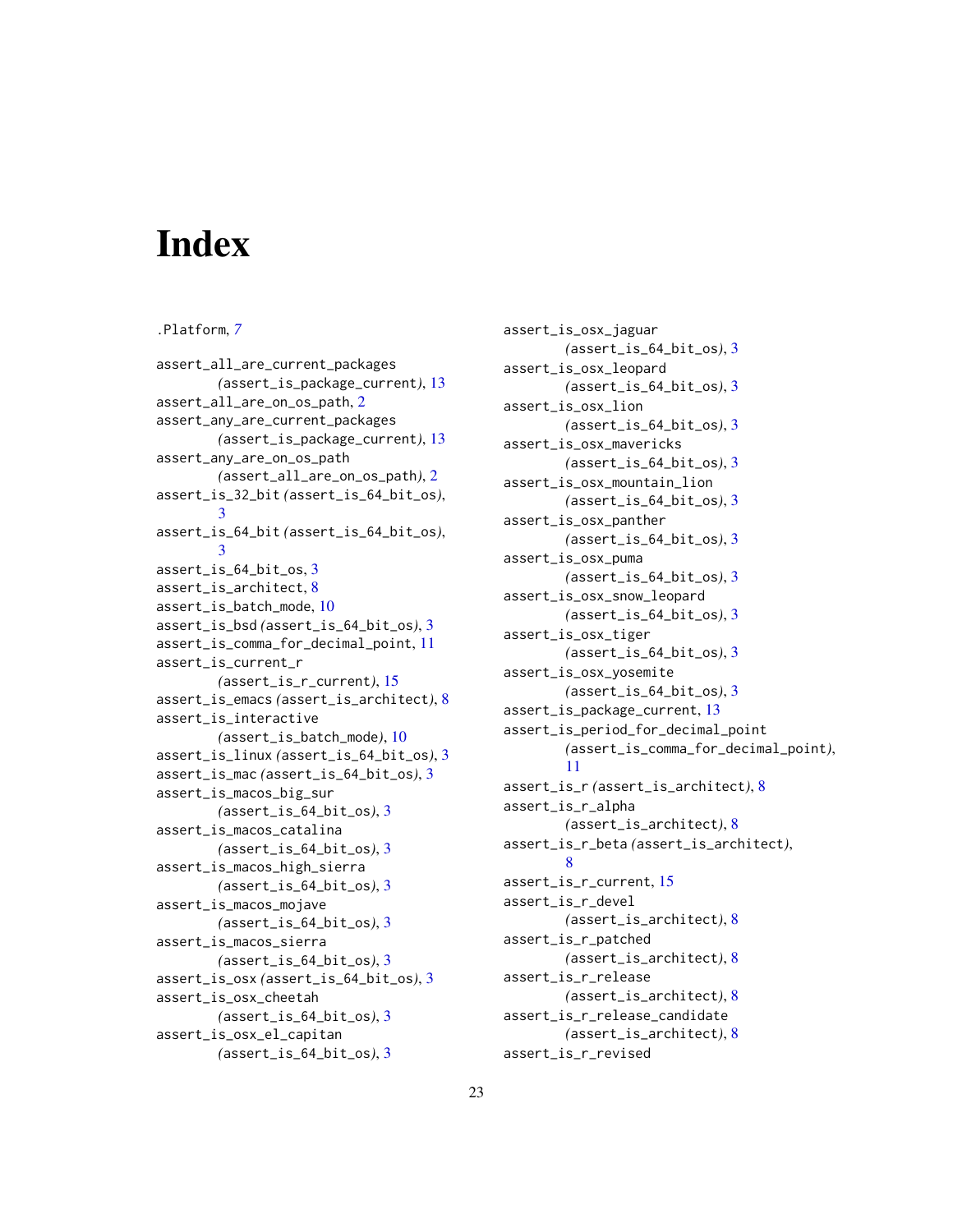# Index

.Platform, 7

assert_all_are_current_packages (assert_is_package_current), 13
assert_all_are_on_os_path, 2
assert_any_are_current_packages (assert_is_package_current), 13
assert_any_are_on_os_path (assert_all_are_on_os_path), 2
assert_is_32_bit (assert_is_64_bit_os), 3
assert_is_64_bit (assert_is_64_bit_os), 3
assert_is_64_bit_os, 3
assert_is_architect, 8
assert_is_batch_mode, 10
assert_is_bsd (assert_is_64_bit_os), 3
assert_is_comma_for_decimal_point, 11
assert_is_current_r (assert_is_r_current), 15
assert_is_emacs (assert_is_architect), 8
assert_is_interactive (assert_is_batch_mode), 10
assert_is_linux (assert_is_64_bit_os), 3
assert_is_mac (assert_is_64_bit_os), 3
assert_is_macos_big_sur (assert_is_64_bit_os), 3
assert_is_macos_catalina (assert_is_64_bit_os), 3
assert_is_macos_high_sierra (assert_is_64_bit_os), 3
assert_is_macos_mojave (assert_is_64_bit_os), 3
assert_is_macos_sierra (assert_is_64_bit_os), 3
assert_is_osx (assert_is_64_bit_os), 3
assert_is_osx_cheetah (assert_is_64_bit_os), 3
assert_is_osx_el_capitan (assert_is_64_bit_os), 3
assert_is_osx_jaguar (assert_is_64_bit_os), 3
assert_is_osx_leopard (assert_is_64_bit_os), 3
assert_is_osx_lion (assert_is_64_bit_os), 3
assert_is_osx_mavericks (assert_is_64_bit_os), 3
assert_is_osx_mountain_lion (assert_is_64_bit_os), 3
assert_is_osx_panther (assert_is_64_bit_os), 3
assert_is_osx_puma (assert_is_64_bit_os), 3
assert_is_osx_snow_leopard (assert_is_64_bit_os), 3
assert_is_osx_tiger (assert_is_64_bit_os), 3
assert_is_osx_yosemite (assert_is_64_bit_os), 3
assert_is_package_current, 13
assert_is_period_for_decimal_point (assert_is_comma_for_decimal_point), 11
assert_is_r (assert_is_architect), 8
assert_is_r_alpha (assert_is_architect), 8
assert_is_r_beta (assert_is_architect), 8
assert_is_r_current, 15
assert_is_r_devel (assert_is_architect), 8
assert_is_r_patched (assert_is_architect), 8
assert_is_r_release (assert_is_architect), 8
assert_is_r_release_candidate (assert_is_architect), 8
assert_is_r_revised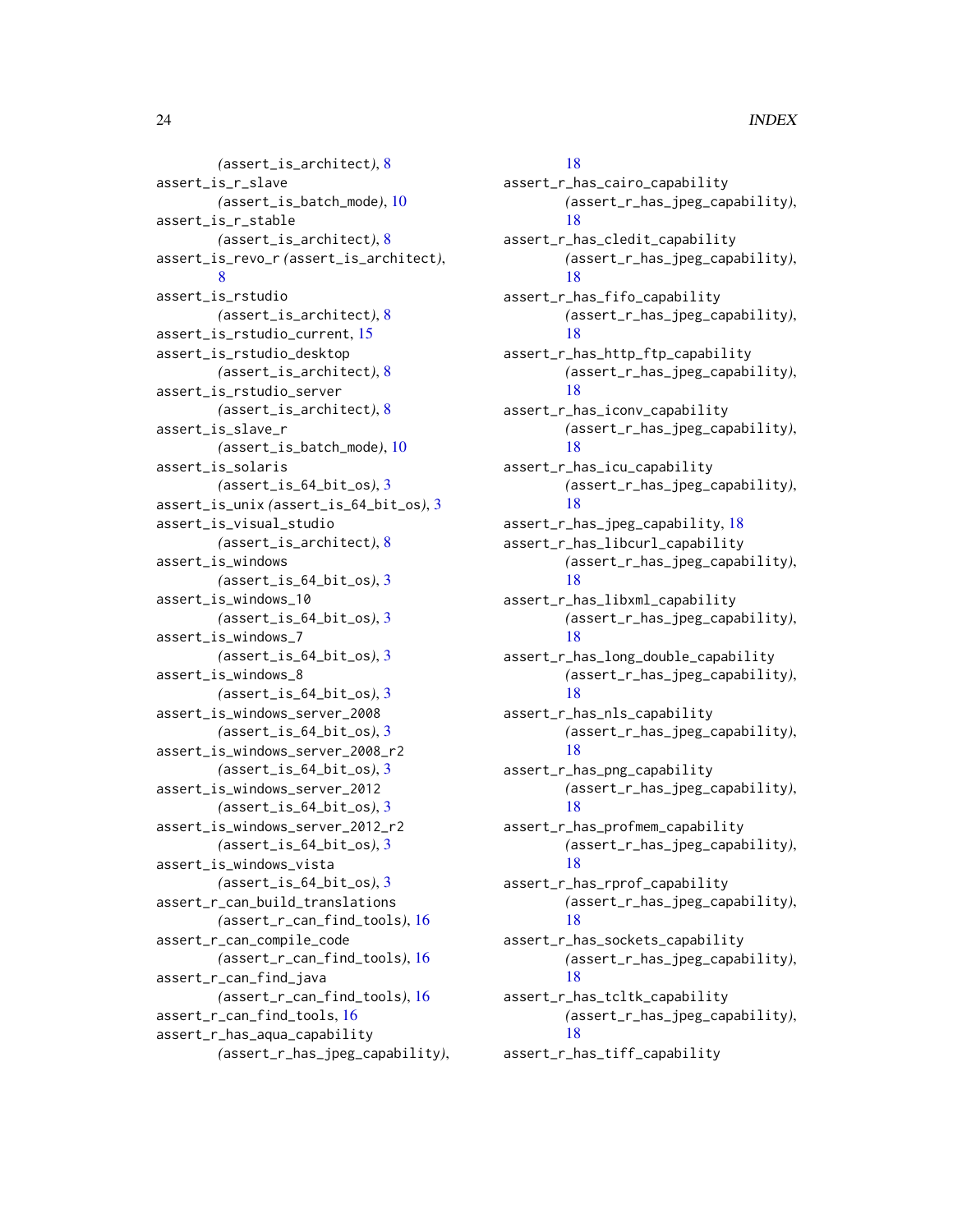(assert_is_architect), 8
assert_is_r_slave (assert_is_batch_mode), 10
assert_is_r_stable (assert_is_architect), 8
assert_is_revo_r (assert_is_architect), 8
assert_is_rstudio (assert_is_architect), 8
assert_is_rstudio_current, 15
assert_is_rstudio_desktop (assert_is_architect), 8
assert_is_rstudio_server (assert_is_architect), 8
assert_is_slave_r (assert_is_batch_mode), 10
assert_is_solaris (assert_is_64_bit_os), 3
assert_is_unix (assert_is_64_bit_os), 3
assert_is_visual_studio (assert_is_architect), 8
assert_is_windows (assert_is_64_bit_os), 3
assert_is_windows_10 (assert_is_64_bit_os), 3
assert_is_windows_7 (assert_is_64_bit_os), 3
assert_is_windows_8 (assert_is_64_bit_os), 3
assert_is_windows_server_2008 (assert_is_64_bit_os), 3
assert_is_windows_server_2008_r2 (assert_is_64_bit_os), 3
assert_is_windows_server_2012 (assert_is_64_bit_os), 3
assert_is_windows_server_2012_r2 (assert_is_64_bit_os), 3
assert_is_windows_vista (assert_is_64_bit_os), 3
assert_r_can_build_translations (assert_r_can_find_tools), 16
assert_r_can_compile_code (assert_r_can_find_tools), 16
assert_r_can_find_java (assert_r_can_find_tools), 16
assert_r_can_find_tools, 16
assert_r_has_aqua_capability (assert_r_has_jpeg_capability), 18
assert_r_has_cairo_capability (assert_r_has_jpeg_capability), 18
assert_r_has_cledit_capability (assert_r_has_jpeg_capability), 18
assert_r_has_fifo_capability (assert_r_has_jpeg_capability), 18
assert_r_has_http_ftp_capability (assert_r_has_jpeg_capability), 18
assert_r_has_iconv_capability (assert_r_has_jpeg_capability), 18
assert_r_has_icu_capability (assert_r_has_jpeg_capability), 18
assert_r_has_jpeg_capability, 18
assert_r_has_libcurl_capability (assert_r_has_jpeg_capability), 18
assert_r_has_libxml_capability (assert_r_has_jpeg_capability), 18
assert_r_has_long_double_capability (assert_r_has_jpeg_capability), 18
assert_r_has_nls_capability (assert_r_has_jpeg_capability), 18
assert_r_has_png_capability (assert_r_has_jpeg_capability), 18
assert_r_has_profmem_capability (assert_r_has_jpeg_capability), 18
assert_r_has_rprof_capability (assert_r_has_jpeg_capability), 18
assert_r_has_sockets_capability (assert_r_has_jpeg_capability), 18
assert_r_has_tcltk_capability (assert_r_has_jpeg_capability), 18
assert_r_has_tiff_capability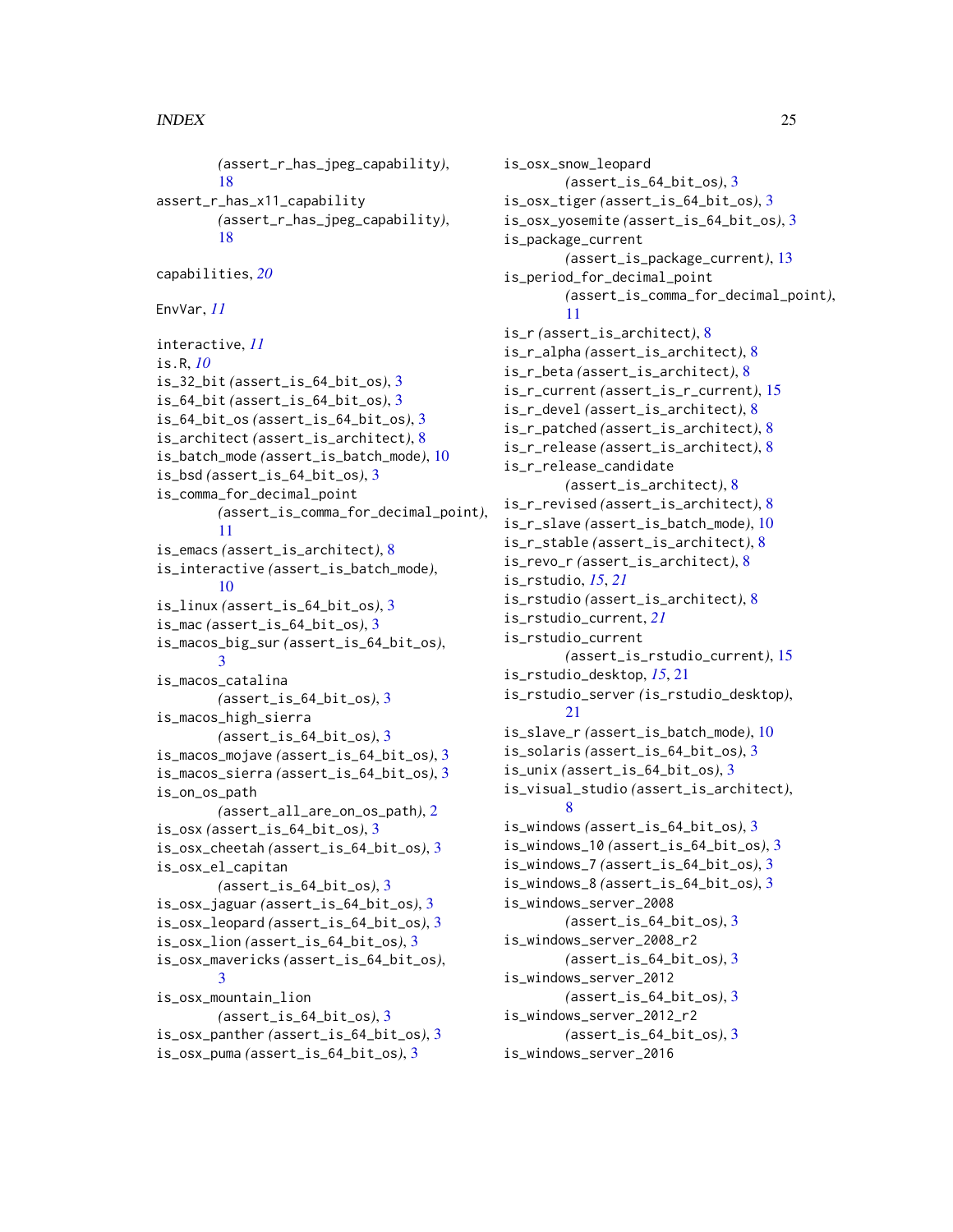(assert_r_has_jpeg_capability), 18
assert_r_has_x11_capability
        (assert_r_has_jpeg_capability), 18

capabilities, *20*

EnvVar, *11*

interactive, *11*
is.R, *10*
is_32_bit (assert_is_64_bit_os), 3
is_64_bit (assert_is_64_bit_os), 3
is_64_bit_os (assert_is_64_bit_os), 3
is_architect (assert_is_architect), 8
is_batch_mode (assert_is_batch_mode), 10
is_bsd (assert_is_64_bit_os), 3
is_comma_for_decimal_point
        (assert_is_comma_for_decimal_point), 11
is_emacs (assert_is_architect), 8
is_interactive (assert_is_batch_mode), 10
is_linux (assert_is_64_bit_os), 3
is_mac (assert_is_64_bit_os), 3
is_macos_big_sur (assert_is_64_bit_os), 3
is_macos_catalina
        (assert_is_64_bit_os), 3
is_macos_high_sierra
        (assert_is_64_bit_os), 3
is_macos_mojave (assert_is_64_bit_os), 3
is_macos_sierra (assert_is_64_bit_os), 3
is_on_os_path
        (assert_all_are_on_os_path), 2
is_osx (assert_is_64_bit_os), 3
is_osx_cheetah (assert_is_64_bit_os), 3
is_osx_el_capitan
        (assert_is_64_bit_os), 3
is_osx_jaguar (assert_is_64_bit_os), 3
is_osx_leopard (assert_is_64_bit_os), 3
is_osx_lion (assert_is_64_bit_os), 3
is_osx_mavericks (assert_is_64_bit_os), 3
is_osx_mountain_lion
        (assert_is_64_bit_os), 3
is_osx_panther (assert_is_64_bit_os), 3
is_osx_puma (assert_is_64_bit_os), 3
is_osx_snow_leopard
        (assert_is_64_bit_os), 3
is_osx_tiger (assert_is_64_bit_os), 3
is_osx_yosemite (assert_is_64_bit_os), 3
is_package_current
        (assert_is_package_current), 13
is_period_for_decimal_point
        (assert_is_comma_for_decimal_point), 11
is_r (assert_is_architect), 8
is_r_alpha (assert_is_architect), 8
is_r_beta (assert_is_architect), 8
is_r_current (assert_is_r_current), 15
is_r_devel (assert_is_architect), 8
is_r_patched (assert_is_architect), 8
is_r_release (assert_is_architect), 8
is_r_release_candidate
        (assert_is_architect), 8
is_r_revised (assert_is_architect), 8
is_r_slave (assert_is_batch_mode), 10
is_r_stable (assert_is_architect), 8
is_revo_r (assert_is_architect), 8
is_rstudio, *15*, *21*
is_rstudio (assert_is_architect), 8
is_rstudio_current, *21*
is_rstudio_current
        (assert_is_rstudio_current), 15
is_rstudio_desktop, *15*, 21
is_rstudio_server (is_rstudio_desktop), 21
is_slave_r (assert_is_batch_mode), 10
is_solaris (assert_is_64_bit_os), 3
is_unix (assert_is_64_bit_os), 3
is_visual_studio (assert_is_architect), 8
is_windows (assert_is_64_bit_os), 3
is_windows_10 (assert_is_64_bit_os), 3
is_windows_7 (assert_is_64_bit_os), 3
is_windows_8 (assert_is_64_bit_os), 3
is_windows_server_2008
        (assert_is_64_bit_os), 3
is_windows_server_2008_r2
        (assert_is_64_bit_os), 3
is_windows_server_2012
        (assert_is_64_bit_os), 3
is_windows_server_2012_r2
        (assert_is_64_bit_os), 3
is_windows_server_2016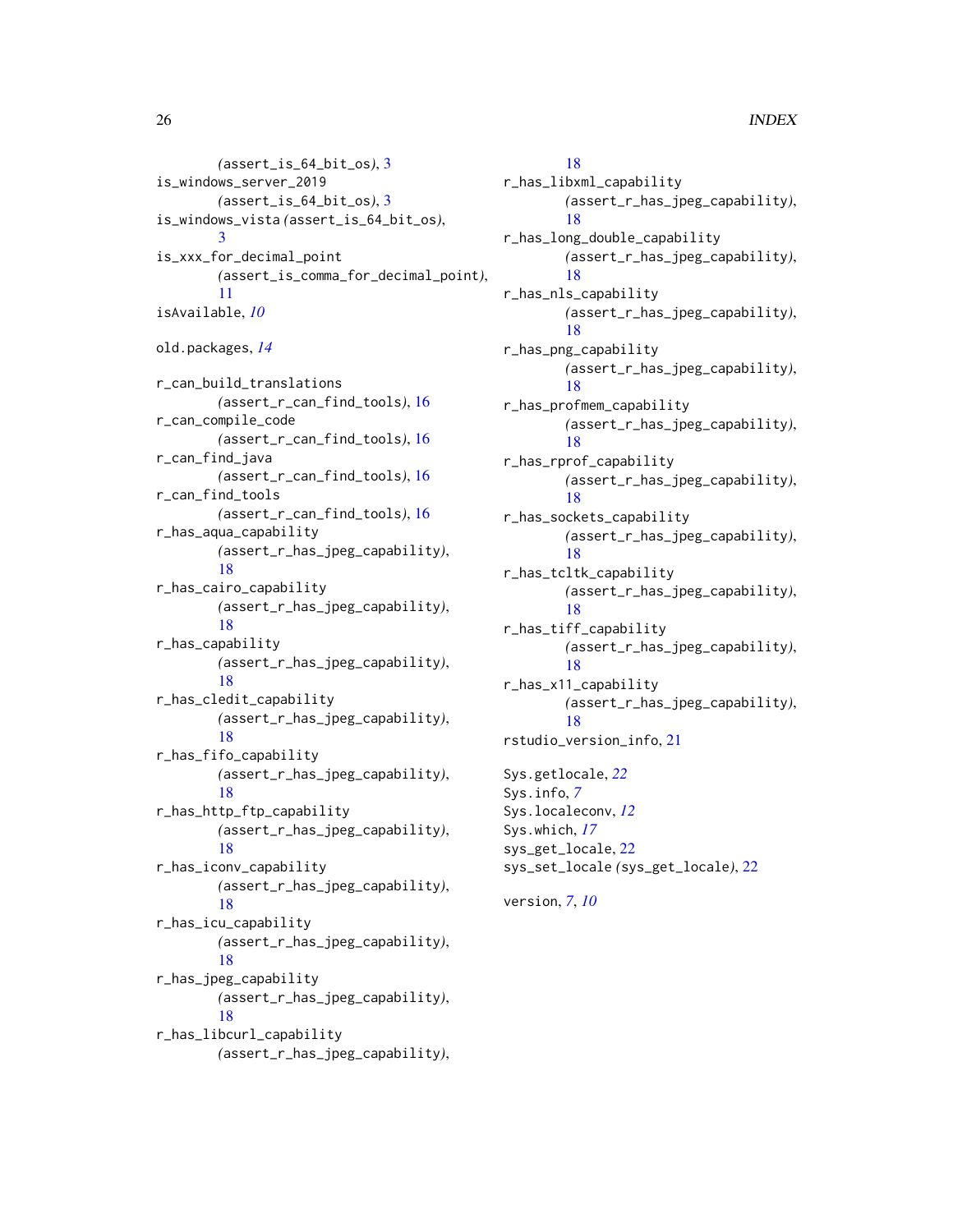(assert_is_64_bit_os), 3
is_windows_server_2019 (assert_is_64_bit_os), 3
is_windows_vista (assert_is_64_bit_os), 3
is_xxx_for_decimal_point (assert_is_comma_for_decimal_point), 11
isAvailable, *10*

old.packages, *14*

r_can_build_translations (assert_r_can_find_tools), 16
r_can_compile_code (assert_r_can_find_tools), 16
r_can_find_java (assert_r_can_find_tools), 16
r_can_find_tools (assert_r_can_find_tools), 16
r_has_aqua_capability (assert_r_has_jpeg_capability), 18
r_has_cairo_capability (assert_r_has_jpeg_capability), 18
r_has_capability (assert_r_has_jpeg_capability), 18
r_has_cledit_capability (assert_r_has_jpeg_capability), 18
r_has_fifo_capability (assert_r_has_jpeg_capability), 18
r_has_http_ftp_capability (assert_r_has_jpeg_capability), 18
r_has_iconv_capability (assert_r_has_jpeg_capability), 18
r_has_icu_capability (assert_r_has_jpeg_capability), 18
r_has_jpeg_capability (assert_r_has_jpeg_capability), 18
r_has_libcurl_capability (assert_r_has_jpeg_capability), 18
r_has_libxml_capability (assert_r_has_jpeg_capability), 18
r_has_long_double_capability (assert_r_has_jpeg_capability), 18
r_has_nls_capability (assert_r_has_jpeg_capability), 18
r_has_png_capability (assert_r_has_jpeg_capability), 18
r_has_profmem_capability (assert_r_has_jpeg_capability), 18
r_has_rprof_capability (assert_r_has_jpeg_capability), 18
r_has_sockets_capability (assert_r_has_jpeg_capability), 18
r_has_tcltk_capability (assert_r_has_jpeg_capability), 18
r_has_tiff_capability (assert_r_has_jpeg_capability), 18
r_has_x11_capability (assert_r_has_jpeg_capability), 18
rstudio_version_info, 21

Sys.getlocale, *22*
Sys.info, *7*
Sys.localeconv, *12*
Sys.which, *17*
sys_get_locale, 22
sys_set_locale (sys_get_locale), 22

version, *7*, *10*